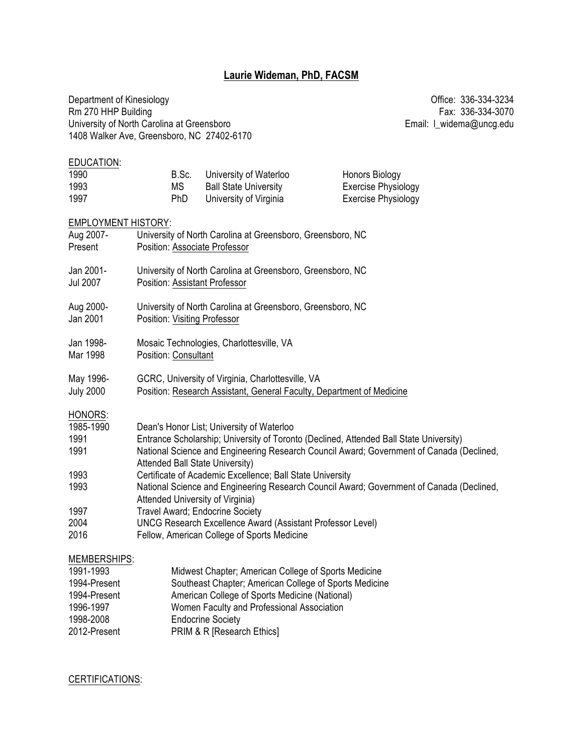# Laurie Wideman, PhD, FACSM

Department of Kinesiology
Rm 270 HHP Building
University of North Carolina at Greensboro
1408 Walker Ave, Greensboro, NC 27402-6170

Office: 336-334-3234
Fax: 336-334-3070
Email: l_widema@uncg.edu

## EDUCATION:

| | | | |
|---|---|---|---|
| 1990 | B.Sc. | University of Waterloo | Honors Biology |
| 1993 | MS | Ball State University | Exercise Physiology |
| 1997 | PhD | University of Virginia | Exercise Physiology |

## EMPLOYMENT HISTORY:

Aug 2007-Present
University of North Carolina at Greensboro, Greensboro, NC
Position: Associate Professor

Jan 2001-Jul 2007
University of North Carolina at Greensboro, Greensboro, NC
Position: Assistant Professor

Aug 2000-Jan 2001
University of North Carolina at Greensboro, Greensboro, NC
Position: Visiting Professor

Jan 1998-Mar 1998
Mosaic Technologies, Charlottesville, VA
Position: Consultant

May 1996-July 2000
GCRC, University of Virginia, Charlottesville, VA
Position: Research Assistant, General Faculty, Department of Medicine

## HONORS:

| | |
|---|---|
| 1985-1990 | Dean's Honor List; University of Waterloo |
| 1991 | Entrance Scholarship; University of Toronto (Declined, Attended Ball State University) |
| 1991 | National Science and Engineering Research Council Award; Government of Canada (Declined, Attended Ball State University) |
| 1993 | Certificate of Academic Excellence; Ball State University |
| 1993 | National Science and Engineering Research Council Award; Government of Canada (Declined, Attended University of Virginia) |
| 1997 | Travel Award; Endocrine Society |
| 2004 | UNCG Research Excellence Award (Assistant Professor Level) |
| 2016 | Fellow, American College of Sports Medicine |

## MEMBERSHIPS:

| | |
|---|---|
| 1991-1993 | Midwest Chapter; American College of Sports Medicine |
| 1994-Present | Southeast Chapter; American College of Sports Medicine |
| 1994-Present | American College of Sports Medicine (National) |
| 1996-1997 | Women Faculty and Professional Association |
| 1998-2008 | Endocrine Society |
| 2012-Present | PRIM & R [Research Ethics] |

## CERTIFICATIONS: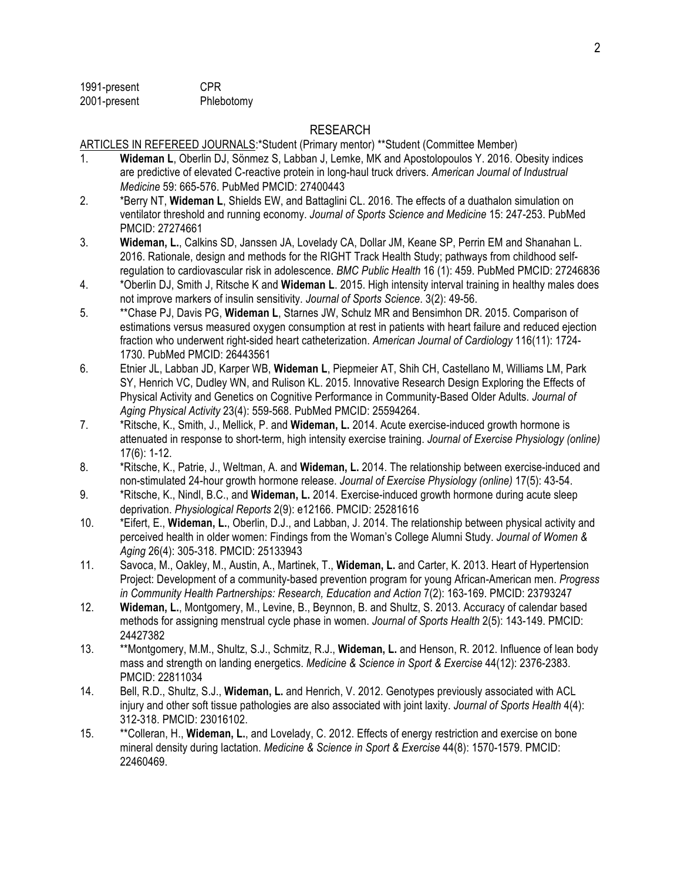| | |
|---|---|
| 1991-present | CPR |
| 2001-present | Phlebotomy |

## RESEARCH

ARTICLES IN REFEREED JOURNALS:*Student (Primary mentor) **Student (Committee Member)

1. **Wideman L**, Oberlin DJ, Sönmez S, Labban J, Lemke, MK and Apostolopoulos Y. 2016. Obesity indices are predictive of elevated C-reactive protein in long-haul truck drivers. *American Journal of Industrual Medicine* 59: 665-576. PubMed PMCID: 27400443
2. *Berry NT, **Wideman L**, Shields EW, and Battaglini CL. 2016. The effects of a duathalon simulation on ventilator threshold and running economy. *Journal of Sports Science and Medicine* 15: 247-253. PubMed PMCID: 27274661
3. **Wideman, L.**, Calkins SD, Janssen JA, Lovelady CA, Dollar JM, Keane SP, Perrin EM and Shanahan L. 2016. Rationale, design and methods for the RIGHT Track Health Study; pathways from childhood self-regulation to cardiovascular risk in adolescence. *BMC Public Health* 16 (1): 459. PubMed PMCID: 27246836
4. *Oberlin DJ, Smith J, Ritsche K and **Wideman L**. 2015. High intensity interval training in healthy males does not improve markers of insulin sensitivity. *Journal of Sports Science*. 3(2): 49-56.
5. **Chase PJ, Davis PG, **Wideman L**, Starnes JW, Schulz MR and Bensimhon DR. 2015. Comparison of estimations versus measured oxygen consumption at rest in patients with heart failure and reduced ejection fraction who underwent right-sided heart catheterization. *American Journal of Cardiology* 116(11): 1724-1730. PubMed PMCID: 26443561
6. Etnier JL, Labban JD, Karper WB, **Wideman L**, Piepmeier AT, Shih CH, Castellano M, Williams LM, Park SY, Henrich VC, Dudley WN, and Rulison KL. 2015. Innovative Research Design Exploring the Effects of Physical Activity and Genetics on Cognitive Performance in Community-Based Older Adults. *Journal of Aging Physical Activity* 23(4): 559-568. PubMed PMCID: 25594264.
7. *Ritsche, K., Smith, J., Mellick, P. and **Wideman, L.** 2014. Acute exercise-induced growth hormone is attenuated in response to short-term, high intensity exercise training. *Journal of Exercise Physiology (online)* 17(6): 1-12.
8. *Ritsche, K., Patrie, J., Weltman, A. and **Wideman, L.** 2014. The relationship between exercise-induced and non-stimulated 24-hour growth hormone release. *Journal of Exercise Physiology (online)* 17(5): 43-54.
9. *Ritsche, K., Nindl, B.C., and **Wideman, L.** 2014. Exercise-induced growth hormone during acute sleep deprivation. *Physiological Reports* 2(9): e12166. PMCID: 25281616
10. *Eifert, E., **Wideman, L.**, Oberlin, D.J., and Labban, J. 2014. The relationship between physical activity and perceived health in older women: Findings from the Woman's College Alumni Study. *Journal of Women & Aging* 26(4): 305-318. PMCID: 25133943
11. Savoca, M., Oakley, M., Austin, A., Martinek, T., **Wideman, L.** and Carter, K. 2013. Heart of Hypertension Project: Development of a community-based prevention program for young African-American men. *Progress in Community Health Partnerships: Research, Education and Action* 7(2): 163-169. PMCID: 23793247
12. **Wideman, L.**, Montgomery, M., Levine, B., Beynnon, B. and Shultz, S. 2013. Accuracy of calendar based methods for assigning menstrual cycle phase in women. *Journal of Sports Health* 2(5): 143-149. PMCID: 24427382
13. **Montgomery, M.M., Shultz, S.J., Schmitz, R.J., **Wideman, L.** and Henson, R. 2012. Influence of lean body mass and strength on landing energetics. *Medicine & Science in Sport & Exercise* 44(12): 2376-2383. PMCID: 22811034
14. Bell, R.D., Shultz, S.J., **Wideman, L.** and Henrich, V. 2012. Genotypes previously associated with ACL injury and other soft tissue pathologies are also associated with joint laxity. *Journal of Sports Health* 4(4): 312-318. PMCID: 23016102.
15. **Colleran, H., **Wideman, L.**, and Lovelady, C. 2012. Effects of energy restriction and exercise on bone mineral density during lactation. *Medicine & Science in Sport & Exercise* 44(8): 1570-1579. PMCID: 22460469.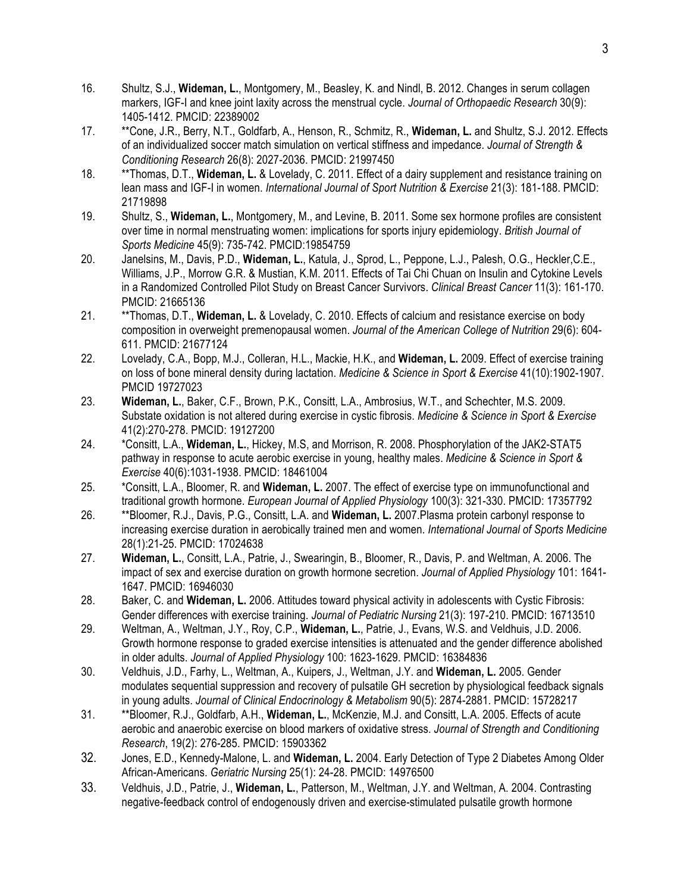16. Shultz, S.J., **Wideman, L.**, Montgomery, M., Beasley, K. and Nindl, B. 2012. Changes in serum collagen markers, IGF-I and knee joint laxity across the menstrual cycle. *Journal of Orthopaedic Research* 30(9): 1405-1412. PMCID: 22389002
17. **Cone, J.R., Berry, N.T., Goldfarb, A., Henson, R., Schmitz, R., **Wideman, L.** and Shultz, S.J. 2012. Effects of an individualized soccer match simulation on vertical stiffness and impedance. *Journal of Strength & Conditioning Research* 26(8): 2027-2036. PMCID: 21997450
18. **Thomas, D.T., **Wideman, L.** & Lovelady, C. 2011. Effect of a dairy supplement and resistance training on lean mass and IGF-I in women. *International Journal of Sport Nutrition & Exercise* 21(3): 181-188. PMCID: 21719898
19. Shultz, S., **Wideman, L.**, Montgomery, M., and Levine, B. 2011. Some sex hormone profiles are consistent over time in normal menstruating women: implications for sports injury epidemiology. *British Journal of Sports Medicine* 45(9): 735-742. PMCID:19854759
20. Janelsins, M., Davis, P.D., **Wideman, L.**, Katula, J., Sprod, L., Peppone, L.J., Palesh, O.G., Heckler,C.E., Williams, J.P., Morrow G.R. & Mustian, K.M. 2011. Effects of Tai Chi Chuan on Insulin and Cytokine Levels in a Randomized Controlled Pilot Study on Breast Cancer Survivors. *Clinical Breast Cancer* 11(3): 161-170. PMCID: 21665136
21. **Thomas, D.T., **Wideman, L.** & Lovelady, C. 2010. Effects of calcium and resistance exercise on body composition in overweight premenopausal women. *Journal of the American College of Nutrition* 29(6): 604-611. PMCID: 21677124
22. Lovelady, C.A., Bopp, M.J., Colleran, H.L., Mackie, H.K., and **Wideman, L.** 2009. Effect of exercise training on loss of bone mineral density during lactation. *Medicine & Science in Sport & Exercise* 41(10):1902-1907. PMCID 19727023
23. **Wideman, L.**, Baker, C.F., Brown, P.K., Consitt, L.A., Ambrosius, W.T., and Schechter, M.S. 2009. Substate oxidation is not altered during exercise in cystic fibrosis. *Medicine & Science in Sport & Exercise* 41(2):270-278. PMCID: 19127200
24. *Consitt, L.A., **Wideman, L.**, Hickey, M.S, and Morrison, R. 2008. Phosphorylation of the JAK2-STAT5 pathway in response to acute aerobic exercise in young, healthy males. *Medicine & Science in Sport & Exercise* 40(6):1031-1938. PMCID: 18461004
25. *Consitt, L.A., Bloomer, R. and **Wideman, L.** 2007. The effect of exercise type on immunofunctional and traditional growth hormone. *European Journal of Applied Physiology* 100(3): 321-330. PMCID: 17357792
26. **Bloomer, R.J., Davis, P.G., Consitt, L.A. and **Wideman, L.** 2007.Plasma protein carbonyl response to increasing exercise duration in aerobically trained men and women. *International Journal of Sports Medicine* 28(1):21-25. PMCID: 17024638
27. **Wideman, L.**, Consitt, L.A., Patrie, J., Swearingin, B., Bloomer, R., Davis, P. and Weltman, A. 2006. The impact of sex and exercise duration on growth hormone secretion. *Journal of Applied Physiology* 101: 1641-1647. PMCID: 16946030
28. Baker, C. and **Wideman, L.** 2006. Attitudes toward physical activity in adolescents with Cystic Fibrosis: Gender differences with exercise training. *Journal of Pediatric Nursing* 21(3): 197-210. PMCID: 16713510
29. Weltman, A., Weltman, J.Y., Roy, C.P., **Wideman, L.**, Patrie, J., Evans, W.S. and Veldhuis, J.D. 2006. Growth hormone response to graded exercise intensities is attenuated and the gender difference abolished in older adults. *Journal of Applied Physiology* 100: 1623-1629. PMCID: 16384836
30. Veldhuis, J.D., Farhy, L., Weltman, A., Kuipers, J., Weltman, J.Y. and **Wideman, L.** 2005. Gender modulates sequential suppression and recovery of pulsatile GH secretion by physiological feedback signals in young adults. *Journal of Clinical Endocrinology & Metabolism* 90(5): 2874-2881. PMCID: 15728217
31. **Bloomer, R.J., Goldfarb, A.H., **Wideman, L.**, McKenzie, M.J. and Consitt, L.A. 2005. Effects of acute aerobic and anaerobic exercise on blood markers of oxidative stress. *Journal of Strength and Conditioning Research*, 19(2): 276-285. PMCID: 15903362
32. Jones, E.D., Kennedy-Malone, L. and **Wideman, L.** 2004. Early Detection of Type 2 Diabetes Among Older African-Americans. *Geriatric Nursing* 25(1): 24-28. PMCID: 14976500
33. Veldhuis, J.D., Patrie, J., **Wideman, L.**, Patterson, M., Weltman, J.Y. and Weltman, A. 2004. Contrasting negative-feedback control of endogenously driven and exercise-stimulated pulsatile growth hormone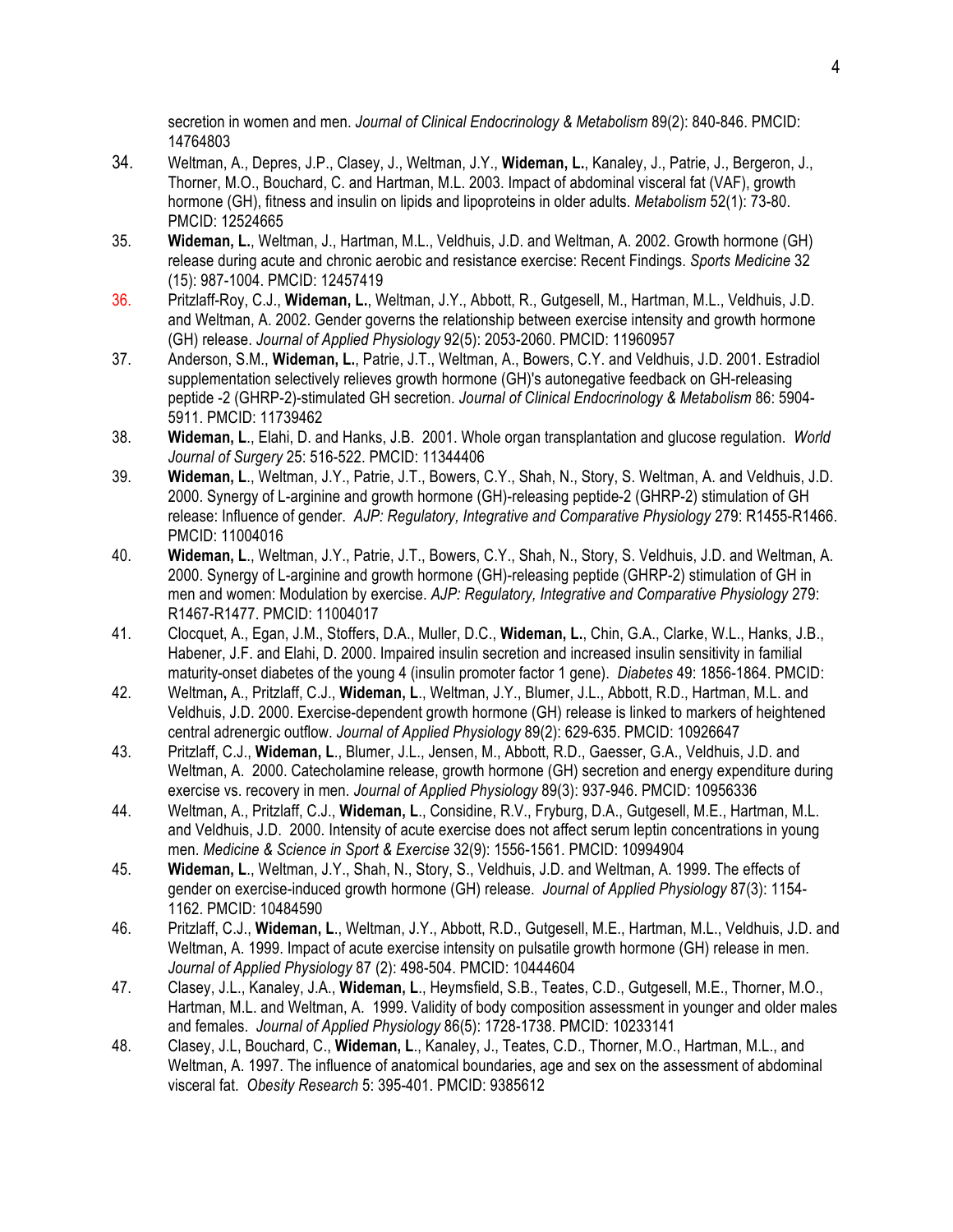secretion in women and men. *Journal of Clinical Endocrinology & Metabolism* 89(2): 840-846. PMCID: 14764803

34. Weltman, A., Depres, J.P., Clasey, J., Weltman, J.Y., **Wideman, L.**, Kanaley, J., Patrie, J., Bergeron, J., Thorner, M.O., Bouchard, C. and Hartman, M.L. 2003. Impact of abdominal visceral fat (VAF), growth hormone (GH), fitness and insulin on lipids and lipoproteins in older adults. *Metabolism* 52(1): 73-80. PMCID: 12524665
35. **Wideman, L.**, Weltman, J., Hartman, M.L., Veldhuis, J.D. and Weltman, A. 2002. Growth hormone (GH) release during acute and chronic aerobic and resistance exercise: Recent Findings. *Sports Medicine* 32 (15): 987-1004. PMCID: 12457419
36. Pritzlaff-Roy, C.J., **Wideman, L.**, Weltman, J.Y., Abbott, R., Gutgesell, M., Hartman, M.L., Veldhuis, J.D. and Weltman, A. 2002. Gender governs the relationship between exercise intensity and growth hormone (GH) release. *Journal of Applied Physiology* 92(5): 2053-2060. PMCID: 11960957
37. Anderson, S.M., **Wideman, L.**, Patrie, J.T., Weltman, A., Bowers, C.Y. and Veldhuis, J.D. 2001. Estradiol supplementation selectively relieves growth hormone (GH)'s autonegative feedback on GH-releasing peptide -2 (GHRP-2)-stimulated GH secretion. *Journal of Clinical Endocrinology & Metabolism* 86: 5904-5911. PMCID: 11739462
38. **Wideman, L**., Elahi, D. and Hanks, J.B. 2001. Whole organ transplantation and glucose regulation. *World Journal of Surgery* 25: 516-522. PMCID: 11344406
39. **Wideman, L**., Weltman, J.Y., Patrie, J.T., Bowers, C.Y., Shah, N., Story, S. Weltman, A. and Veldhuis, J.D. 2000. Synergy of L-arginine and growth hormone (GH)-releasing peptide-2 (GHRP-2) stimulation of GH release: Influence of gender. *AJP: Regulatory, Integrative and Comparative Physiology* 279: R1455-R1466. PMCID: 11004016
40. **Wideman, L**., Weltman, J.Y., Patrie, J.T., Bowers, C.Y., Shah, N., Story, S. Veldhuis, J.D. and Weltman, A. 2000. Synergy of L-arginine and growth hormone (GH)-releasing peptide (GHRP-2) stimulation of GH in men and women: Modulation by exercise. *AJP: Regulatory, Integrative and Comparative Physiology* 279: R1467-R1477. PMCID: 11004017
41. Clocquet, A., Egan, J.M., Stoffers, D.A., Muller, D.C., **Wideman, L.**, Chin, G.A., Clarke, W.L., Hanks, J.B., Habener, J.F. and Elahi, D. 2000. Impaired insulin secretion and increased insulin sensitivity in familial maturity-onset diabetes of the young 4 (insulin promoter factor 1 gene). *Diabetes* 49: 1856-1864. PMCID:
42. Weltman, A., Pritzlaff, C.J., **Wideman, L**., Weltman, J.Y., Blumer, J.L., Abbott, R.D., Hartman, M.L. and Veldhuis, J.D. 2000. Exercise-dependent growth hormone (GH) release is linked to markers of heightened central adrenergic outflow. *Journal of Applied Physiology* 89(2): 629-635. PMCID: 10926647
43. Pritzlaff, C.J., **Wideman, L**., Blumer, J.L., Jensen, M., Abbott, R.D., Gaesser, G.A., Veldhuis, J.D. and Weltman, A. 2000. Catecholamine release, growth hormone (GH) secretion and energy expenditure during exercise vs. recovery in men. *Journal of Applied Physiology* 89(3): 937-946. PMCID: 10956336
44. Weltman, A., Pritzlaff, C.J., **Wideman, L**., Considine, R.V., Fryburg, D.A., Gutgesell, M.E., Hartman, M.L. and Veldhuis, J.D. 2000. Intensity of acute exercise does not affect serum leptin concentrations in young men. *Medicine & Science in Sport & Exercise* 32(9): 1556-1561. PMCID: 10994904
45. **Wideman, L**., Weltman, J.Y., Shah, N., Story, S., Veldhuis, J.D. and Weltman, A. 1999. The effects of gender on exercise-induced growth hormone (GH) release. *Journal of Applied Physiology* 87(3): 1154-1162. PMCID: 10484590
46. Pritzlaff, C.J., **Wideman, L**., Weltman, J.Y., Abbott, R.D., Gutgesell, M.E., Hartman, M.L., Veldhuis, J.D. and Weltman, A. 1999. Impact of acute exercise intensity on pulsatile growth hormone (GH) release in men. *Journal of Applied Physiology* 87 (2): 498-504. PMCID: 10444604
47. Clasey, J.L., Kanaley, J.A., **Wideman, L**., Heymsfield, S.B., Teates, C.D., Gutgesell, M.E., Thorner, M.O., Hartman, M.L. and Weltman, A. 1999. Validity of body composition assessment in younger and older males and females. *Journal of Applied Physiology* 86(5): 1728-1738. PMCID: 10233141
48. Clasey, J.L, Bouchard, C., **Wideman, L**., Kanaley, J., Teates, C.D., Thorner, M.O., Hartman, M.L., and Weltman, A. 1997. The influence of anatomical boundaries, age and sex on the assessment of abdominal visceral fat. *Obesity Research* 5: 395-401. PMCID: 9385612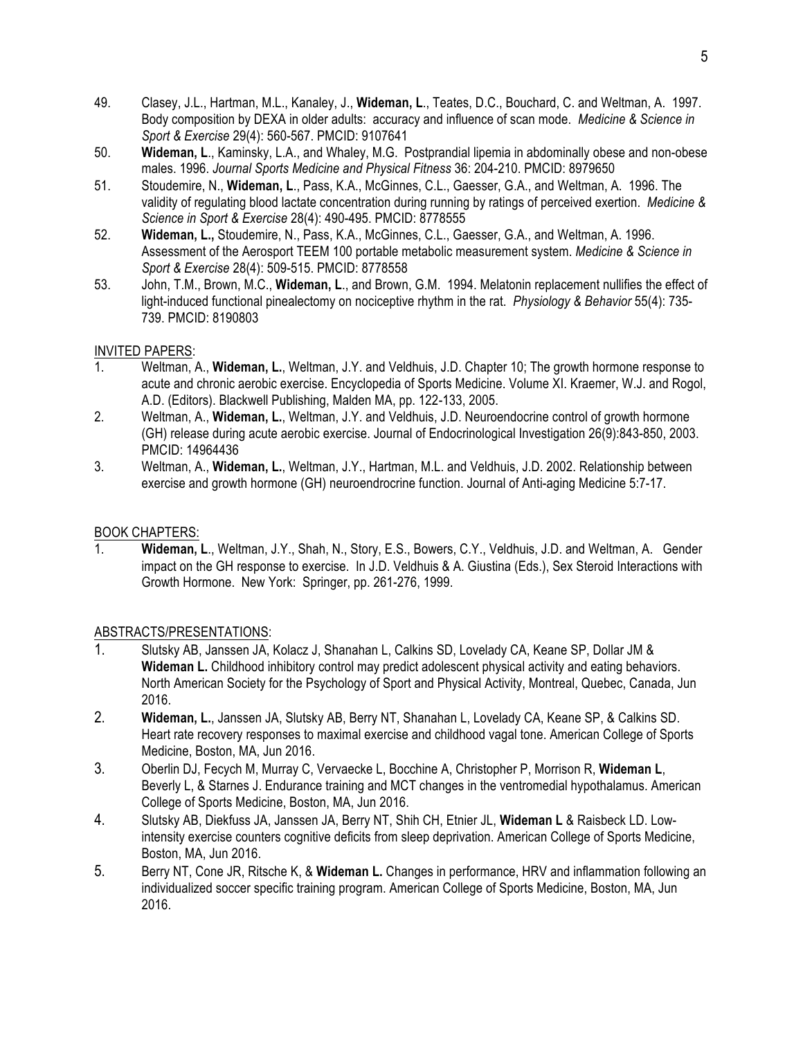49. Clasey, J.L., Hartman, M.L., Kanaley, J., **Wideman, L**., Teates, D.C., Bouchard, C. and Weltman, A. 1997. Body composition by DEXA in older adults: accuracy and influence of scan mode. *Medicine & Science in Sport & Exercise* 29(4): 560-567. PMCID: 9107641
50. **Wideman, L**., Kaminsky, L.A., and Whaley, M.G. Postprandial lipemia in abdominally obese and non-obese males. 1996. *Journal Sports Medicine and Physical Fitness* 36: 204-210. PMCID: 8979650
51. Stoudemire, N., **Wideman, L**., Pass, K.A., McGinnes, C.L., Gaesser, G.A., and Weltman, A. 1996. The validity of regulating blood lactate concentration during running by ratings of perceived exertion. *Medicine & Science in Sport & Exercise* 28(4): 490-495. PMCID: 8778555
52. **Wideman, L.,** Stoudemire, N., Pass, K.A., McGinnes, C.L., Gaesser, G.A., and Weltman, A. 1996. Assessment of the Aerosport TEEM 100 portable metabolic measurement system. *Medicine & Science in Sport & Exercise* 28(4): 509-515. PMCID: 8778558
53. John, T.M., Brown, M.C., **Wideman, L**., and Brown, G.M. 1994. Melatonin replacement nullifies the effect of light-induced functional pinealectomy on nociceptive rhythm in the rat. *Physiology & Behavior* 55(4): 735-739. PMCID: 8190803

INVITED PAPERS:

1. Weltman, A., **Wideman, L.**, Weltman, J.Y. and Veldhuis, J.D. Chapter 10; The growth hormone response to acute and chronic aerobic exercise. Encyclopedia of Sports Medicine. Volume XI. Kraemer, W.J. and Rogol, A.D. (Editors). Blackwell Publishing, Malden MA, pp. 122-133, 2005.
2. Weltman, A., **Wideman, L.**, Weltman, J.Y. and Veldhuis, J.D. Neuroendocrine control of growth hormone (GH) release during acute aerobic exercise. Journal of Endocrinological Investigation 26(9):843-850, 2003. PMCID: 14964436
3. Weltman, A., **Wideman, L.**, Weltman, J.Y., Hartman, M.L. and Veldhuis, J.D. 2002. Relationship between exercise and growth hormone (GH) neuroendrocrine function. Journal of Anti-aging Medicine 5:7-17.

BOOK CHAPTERS:

1. **Wideman, L**., Weltman, J.Y., Shah, N., Story, E.S., Bowers, C.Y., Veldhuis, J.D. and Weltman, A. Gender impact on the GH response to exercise. In J.D. Veldhuis & A. Giustina (Eds.), Sex Steroid Interactions with Growth Hormone. New York: Springer, pp. 261-276, 1999.

ABSTRACTS/PRESENTATIONS:

1. Slutsky AB, Janssen JA, Kolacz J, Shanahan L, Calkins SD, Lovelady CA, Keane SP, Dollar JM & **Wideman L.** Childhood inhibitory control may predict adolescent physical activity and eating behaviors. North American Society for the Psychology of Sport and Physical Activity, Montreal, Quebec, Canada, Jun 2016.
2. **Wideman, L.**, Janssen JA, Slutsky AB, Berry NT, Shanahan L, Lovelady CA, Keane SP, & Calkins SD. Heart rate recovery responses to maximal exercise and childhood vagal tone. American College of Sports Medicine, Boston, MA, Jun 2016.
3. Oberlin DJ, Fecych M, Murray C, Vervaecke L, Bocchine A, Christopher P, Morrison R, **Wideman L**, Beverly L, & Starnes J. Endurance training and MCT changes in the ventromedial hypothalamus. American College of Sports Medicine, Boston, MA, Jun 2016.
4. Slutsky AB, Diekfuss JA, Janssen JA, Berry NT, Shih CH, Etnier JL, **Wideman L** & Raisbeck LD. Low-intensity exercise counters cognitive deficits from sleep deprivation. American College of Sports Medicine, Boston, MA, Jun 2016.
5. Berry NT, Cone JR, Ritsche K, & **Wideman L.** Changes in performance, HRV and inflammation following an individualized soccer specific training program. American College of Sports Medicine, Boston, MA, Jun 2016.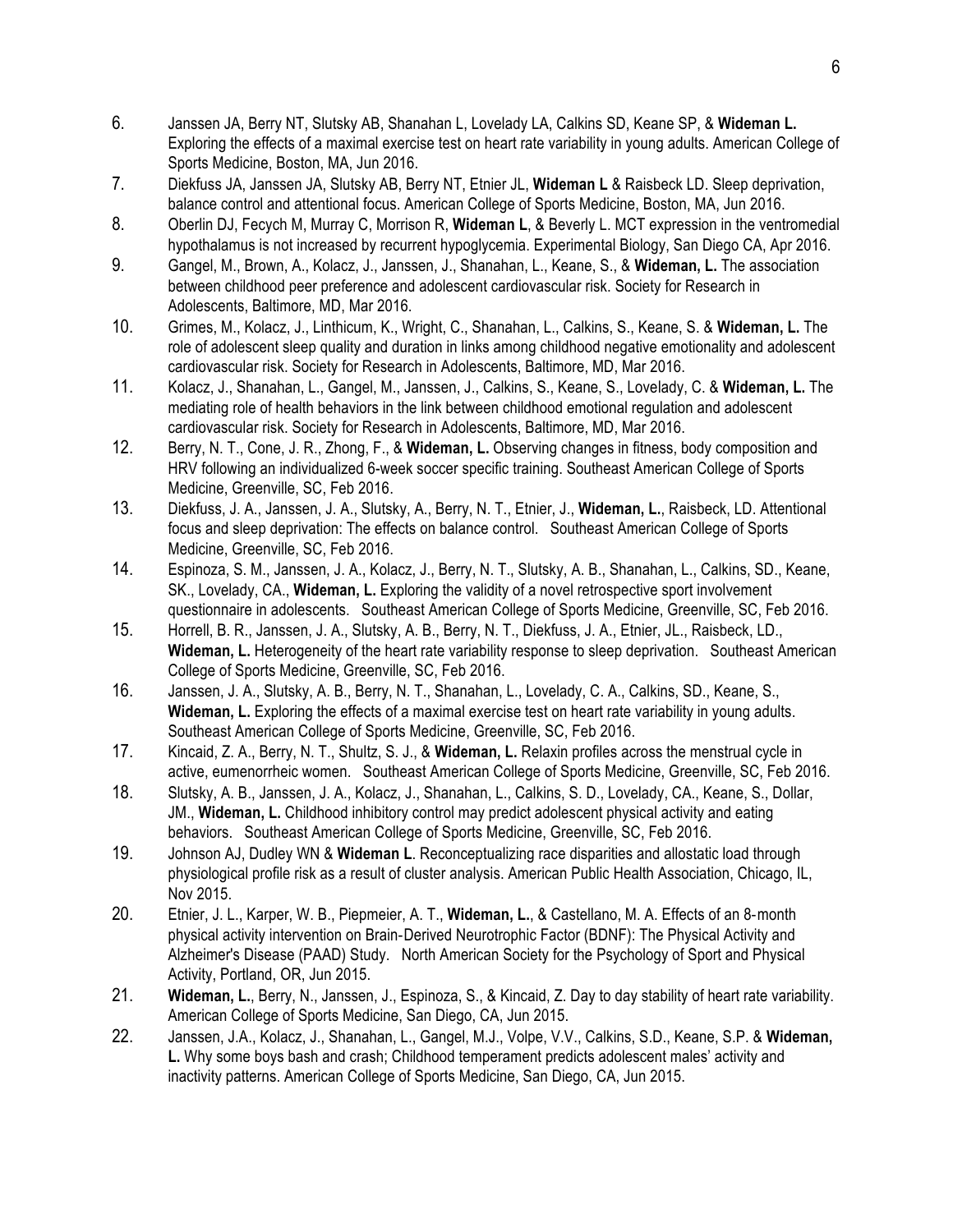6. Janssen JA, Berry NT, Slutsky AB, Shanahan L, Lovelady LA, Calkins SD, Keane SP, & **Wideman L.** Exploring the effects of a maximal exercise test on heart rate variability in young adults. American College of Sports Medicine, Boston, MA, Jun 2016.
7. Diekfuss JA, Janssen JA, Slutsky AB, Berry NT, Etnier JL, **Wideman L** & Raisbeck LD. Sleep deprivation, balance control and attentional focus. American College of Sports Medicine, Boston, MA, Jun 2016.
8. Oberlin DJ, Fecych M, Murray C, Morrison R, **Wideman L**, & Beverly L. MCT expression in the ventromedial hypothalamus is not increased by recurrent hypoglycemia. Experimental Biology, San Diego CA, Apr 2016.
9. Gangel, M., Brown, A., Kolacz, J., Janssen, J., Shanahan, L., Keane, S., & **Wideman, L.** The association between childhood peer preference and adolescent cardiovascular risk. Society for Research in Adolescents, Baltimore, MD, Mar 2016.
10. Grimes, M., Kolacz, J., Linthicum, K., Wright, C., Shanahan, L., Calkins, S., Keane, S. & **Wideman, L.** The role of adolescent sleep quality and duration in links among childhood negative emotionality and adolescent cardiovascular risk. Society for Research in Adolescents, Baltimore, MD, Mar 2016.
11. Kolacz, J., Shanahan, L., Gangel, M., Janssen, J., Calkins, S., Keane, S., Lovelady, C. & **Wideman, L.** The mediating role of health behaviors in the link between childhood emotional regulation and adolescent cardiovascular risk. Society for Research in Adolescents, Baltimore, MD, Mar 2016.
12. Berry, N. T., Cone, J. R., Zhong, F., & **Wideman, L.** Observing changes in fitness, body composition and HRV following an individualized 6-week soccer specific training. Southeast American College of Sports Medicine, Greenville, SC, Feb 2016.
13. Diekfuss, J. A., Janssen, J. A., Slutsky, A., Berry, N. T., Etnier, J., **Wideman, L.**, Raisbeck, LD. Attentional focus and sleep deprivation: The effects on balance control. Southeast American College of Sports Medicine, Greenville, SC, Feb 2016.
14. Espinoza, S. M., Janssen, J. A., Kolacz, J., Berry, N. T., Slutsky, A. B., Shanahan, L., Calkins, SD., Keane, SK., Lovelady, CA., **Wideman, L.** Exploring the validity of a novel retrospective sport involvement questionnaire in adolescents. Southeast American College of Sports Medicine, Greenville, SC, Feb 2016.
15. Horrell, B. R., Janssen, J. A., Slutsky, A. B., Berry, N. T., Diekfuss, J. A., Etnier, JL., Raisbeck, LD., **Wideman, L.** Heterogeneity of the heart rate variability response to sleep deprivation. Southeast American College of Sports Medicine, Greenville, SC, Feb 2016.
16. Janssen, J. A., Slutsky, A. B., Berry, N. T., Shanahan, L., Lovelady, C. A., Calkins, SD., Keane, S., **Wideman, L.** Exploring the effects of a maximal exercise test on heart rate variability in young adults. Southeast American College of Sports Medicine, Greenville, SC, Feb 2016.
17. Kincaid, Z. A., Berry, N. T., Shultz, S. J., & **Wideman, L.** Relaxin profiles across the menstrual cycle in active, eumenorrheic women. Southeast American College of Sports Medicine, Greenville, SC, Feb 2016.
18. Slutsky, A. B., Janssen, J. A., Kolacz, J., Shanahan, L., Calkins, S. D., Lovelady, CA., Keane, S., Dollar, JM., **Wideman, L.** Childhood inhibitory control may predict adolescent physical activity and eating behaviors. Southeast American College of Sports Medicine, Greenville, SC, Feb 2016.
19. Johnson AJ, Dudley WN & **Wideman L**. Reconceptualizing race disparities and allostatic load through physiological profile risk as a result of cluster analysis. American Public Health Association, Chicago, IL, Nov 2015.
20. Etnier, J. L., Karper, W. B., Piepmeier, A. T., **Wideman, L.**, & Castellano, M. A. Effects of an 8-month physical activity intervention on Brain-Derived Neurotrophic Factor (BDNF): The Physical Activity and Alzheimer's Disease (PAAD) Study. North American Society for the Psychology of Sport and Physical Activity, Portland, OR, Jun 2015.
21. **Wideman, L.**, Berry, N., Janssen, J., Espinoza, S., & Kincaid, Z. Day to day stability of heart rate variability. American College of Sports Medicine, San Diego, CA, Jun 2015.
22. Janssen, J.A., Kolacz, J., Shanahan, L., Gangel, M.J., Volpe, V.V., Calkins, S.D., Keane, S.P. & **Wideman, L.** Why some boys bash and crash; Childhood temperament predicts adolescent males' activity and inactivity patterns. American College of Sports Medicine, San Diego, CA, Jun 2015.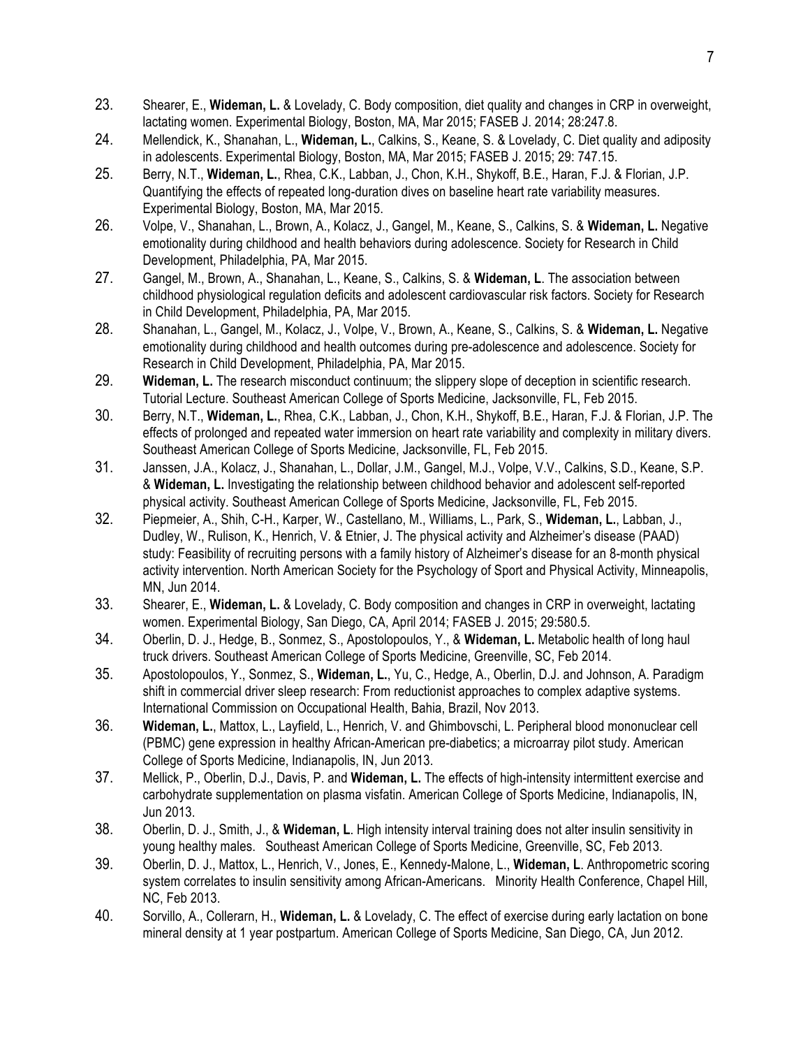23. Shearer, E., **Wideman, L.** & Lovelady, C. Body composition, diet quality and changes in CRP in overweight, lactating women. Experimental Biology, Boston, MA, Mar 2015; FASEB J. 2014; 28:247.8.

24. Mellendick, K., Shanahan, L., **Wideman, L.**, Calkins, S., Keane, S. & Lovelady, C. Diet quality and adiposity in adolescents. Experimental Biology, Boston, MA, Mar 2015; FASEB J. 2015; 29: 747.15.

25. Berry, N.T., **Wideman, L.**, Rhea, C.K., Labban, J., Chon, K.H., Shykoff, B.E., Haran, F.J. & Florian, J.P. Quantifying the effects of repeated long-duration dives on baseline heart rate variability measures. Experimental Biology, Boston, MA, Mar 2015.

26. Volpe, V., Shanahan, L., Brown, A., Kolacz, J., Gangel, M., Keane, S., Calkins, S. & **Wideman, L.** Negative emotionality during childhood and health behaviors during adolescence. Society for Research in Child Development, Philadelphia, PA, Mar 2015.

27. Gangel, M., Brown, A., Shanahan, L., Keane, S., Calkins, S. & **Wideman, L**. The association between childhood physiological regulation deficits and adolescent cardiovascular risk factors. Society for Research in Child Development, Philadelphia, PA, Mar 2015.

28. Shanahan, L., Gangel, M., Kolacz, J., Volpe, V., Brown, A., Keane, S., Calkins, S. & **Wideman, L.** Negative emotionality during childhood and health outcomes during pre-adolescence and adolescence. Society for Research in Child Development, Philadelphia, PA, Mar 2015.

29. **Wideman, L.** The research misconduct continuum; the slippery slope of deception in scientific research. Tutorial Lecture. Southeast American College of Sports Medicine, Jacksonville, FL, Feb 2015.

30. Berry, N.T., **Wideman, L.**, Rhea, C.K., Labban, J., Chon, K.H., Shykoff, B.E., Haran, F.J. & Florian, J.P. The effects of prolonged and repeated water immersion on heart rate variability and complexity in military divers. Southeast American College of Sports Medicine, Jacksonville, FL, Feb 2015.

31. Janssen, J.A., Kolacz, J., Shanahan, L., Dollar, J.M., Gangel, M.J., Volpe, V.V., Calkins, S.D., Keane, S.P. & **Wideman, L.** Investigating the relationship between childhood behavior and adolescent self-reported physical activity. Southeast American College of Sports Medicine, Jacksonville, FL, Feb 2015.

32. Piepmeier, A., Shih, C-H., Karper, W., Castellano, M., Williams, L., Park, S., **Wideman, L.**, Labban, J., Dudley, W., Rulison, K., Henrich, V. & Etnier, J. The physical activity and Alzheimer's disease (PAAD) study: Feasibility of recruiting persons with a family history of Alzheimer's disease for an 8-month physical activity intervention. North American Society for the Psychology of Sport and Physical Activity, Minneapolis, MN, Jun 2014.

33. Shearer, E., **Wideman, L.** & Lovelady, C. Body composition and changes in CRP in overweight, lactating women. Experimental Biology, San Diego, CA, April 2014; FASEB J. 2015; 29:580.5.

34. Oberlin, D. J., Hedge, B., Sonmez, S., Apostolopoulos, Y., & **Wideman, L.** Metabolic health of long haul truck drivers. Southeast American College of Sports Medicine, Greenville, SC, Feb 2014.

35. Apostolopoulos, Y., Sonmez, S., **Wideman, L.**, Yu, C., Hedge, A., Oberlin, D.J. and Johnson, A. Paradigm shift in commercial driver sleep research: From reductionist approaches to complex adaptive systems. International Commission on Occupational Health, Bahia, Brazil, Nov 2013.

36. **Wideman, L.**, Mattox, L., Layfield, L., Henrich, V. and Ghimbovschi, L. Peripheral blood mononuclear cell (PBMC) gene expression in healthy African-American pre-diabetics; a microarray pilot study. American College of Sports Medicine, Indianapolis, IN, Jun 2013.

37. Mellick, P., Oberlin, D.J., Davis, P. and **Wideman, L.** The effects of high-intensity intermittent exercise and carbohydrate supplementation on plasma visfatin. American College of Sports Medicine, Indianapolis, IN, Jun 2013.

38. Oberlin, D. J., Smith, J., & **Wideman, L**. High intensity interval training does not alter insulin sensitivity in young healthy males. Southeast American College of Sports Medicine, Greenville, SC, Feb 2013.

39. Oberlin, D. J., Mattox, L., Henrich, V., Jones, E., Kennedy-Malone, L., **Wideman, L**. Anthropometric scoring system correlates to insulin sensitivity among African-Americans. Minority Health Conference, Chapel Hill, NC, Feb 2013.

40. Sorvillo, A., Collerarn, H., **Wideman, L.** & Lovelady, C. The effect of exercise during early lactation on bone mineral density at 1 year postpartum. American College of Sports Medicine, San Diego, CA, Jun 2012.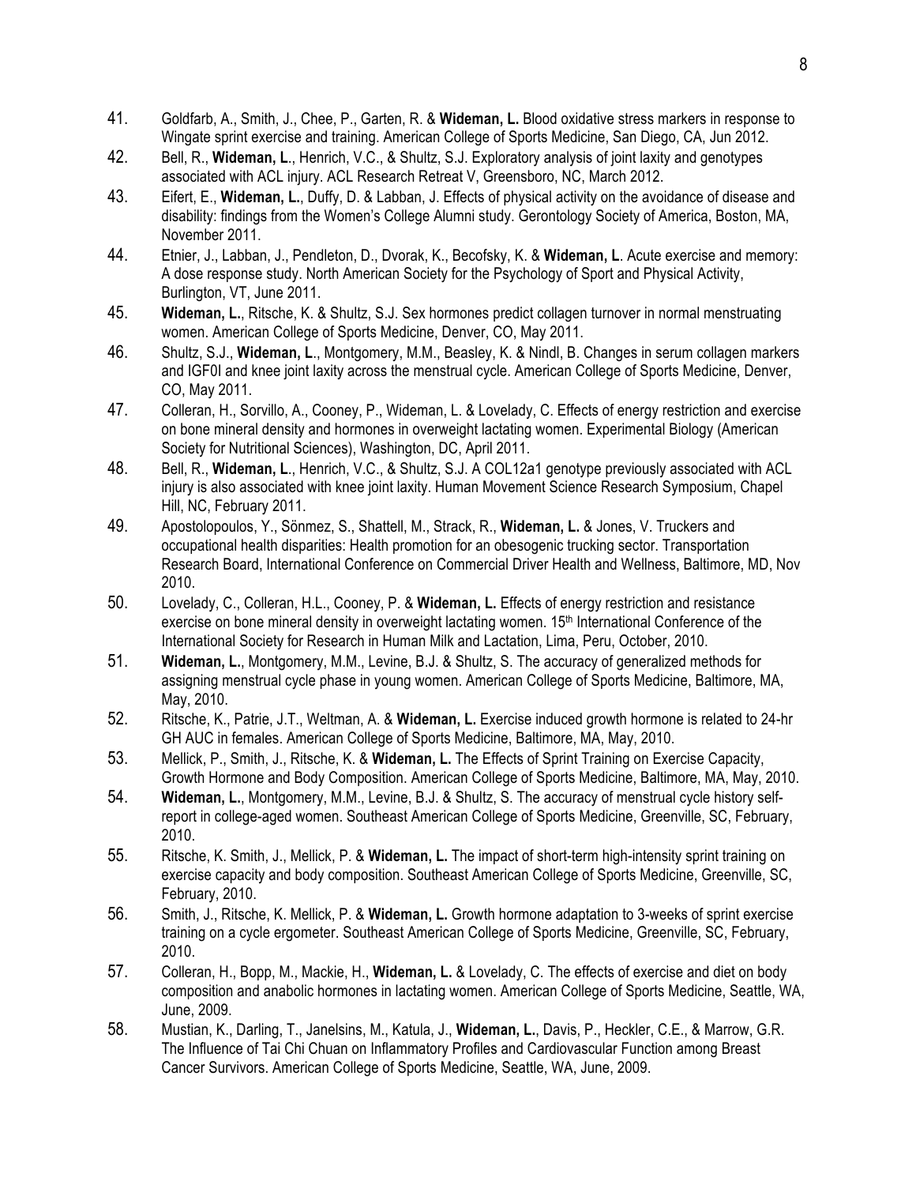41. Goldfarb, A., Smith, J., Chee, P., Garten, R. & **Wideman, L.** Blood oxidative stress markers in response to Wingate sprint exercise and training. American College of Sports Medicine, San Diego, CA, Jun 2012.
42. Bell, R., **Wideman, L**., Henrich, V.C., & Shultz, S.J. Exploratory analysis of joint laxity and genotypes associated with ACL injury. ACL Research Retreat V, Greensboro, NC, March 2012.
43. Eifert, E., **Wideman, L.**, Duffy, D. & Labban, J. Effects of physical activity on the avoidance of disease and disability: findings from the Women's College Alumni study. Gerontology Society of America, Boston, MA, November 2011.
44. Etnier, J., Labban, J., Pendleton, D., Dvorak, K., Becofsky, K. & **Wideman, L**. Acute exercise and memory: A dose response study. North American Society for the Psychology of Sport and Physical Activity, Burlington, VT, June 2011.
45. **Wideman, L.**, Ritsche, K. & Shultz, S.J. Sex hormones predict collagen turnover in normal menstruating women. American College of Sports Medicine, Denver, CO, May 2011.
46. Shultz, S.J., **Wideman, L**., Montgomery, M.M., Beasley, K. & Nindl, B. Changes in serum collagen markers and IGF0I and knee joint laxity across the menstrual cycle. American College of Sports Medicine, Denver, CO, May 2011.
47. Colleran, H., Sorvillo, A., Cooney, P., Wideman, L. & Lovelady, C. Effects of energy restriction and exercise on bone mineral density and hormones in overweight lactating women. Experimental Biology (American Society for Nutritional Sciences), Washington, DC, April 2011.
48. Bell, R., **Wideman, L**., Henrich, V.C., & Shultz, S.J. A COL12a1 genotype previously associated with ACL injury is also associated with knee joint laxity. Human Movement Science Research Symposium, Chapel Hill, NC, February 2011.
49. Apostolopoulos, Y., Sönmez, S., Shattell, M., Strack, R., **Wideman, L.** & Jones, V. Truckers and occupational health disparities: Health promotion for an obesogenic trucking sector. Transportation Research Board, International Conference on Commercial Driver Health and Wellness, Baltimore, MD, Nov 2010.
50. Lovelady, C., Colleran, H.L., Cooney, P. & **Wideman, L.** Effects of energy restriction and resistance exercise on bone mineral density in overweight lactating women. 15th International Conference of the International Society for Research in Human Milk and Lactation, Lima, Peru, October, 2010.
51. **Wideman, L.**, Montgomery, M.M., Levine, B.J. & Shultz, S. The accuracy of generalized methods for assigning menstrual cycle phase in young women. American College of Sports Medicine, Baltimore, MA, May, 2010.
52. Ritsche, K., Patrie, J.T., Weltman, A. & **Wideman, L.** Exercise induced growth hormone is related to 24-hr GH AUC in females. American College of Sports Medicine, Baltimore, MA, May, 2010.
53. Mellick, P., Smith, J., Ritsche, K. & **Wideman, L.** The Effects of Sprint Training on Exercise Capacity, Growth Hormone and Body Composition. American College of Sports Medicine, Baltimore, MA, May, 2010.
54. **Wideman, L.**, Montgomery, M.M., Levine, B.J. & Shultz, S. The accuracy of menstrual cycle history self-report in college-aged women. Southeast American College of Sports Medicine, Greenville, SC, February, 2010.
55. Ritsche, K. Smith, J., Mellick, P. & **Wideman, L.** The impact of short-term high-intensity sprint training on exercise capacity and body composition. Southeast American College of Sports Medicine, Greenville, SC, February, 2010.
56. Smith, J., Ritsche, K. Mellick, P. & **Wideman, L.** Growth hormone adaptation to 3-weeks of sprint exercise training on a cycle ergometer. Southeast American College of Sports Medicine, Greenville, SC, February, 2010.
57. Colleran, H., Bopp, M., Mackie, H., **Wideman, L.** & Lovelady, C. The effects of exercise and diet on body composition and anabolic hormones in lactating women. American College of Sports Medicine, Seattle, WA, June, 2009.
58. Mustian, K., Darling, T., Janelsins, M., Katula, J., **Wideman, L.**, Davis, P., Heckler, C.E., & Marrow, G.R. The Influence of Tai Chi Chuan on Inflammatory Profiles and Cardiovascular Function among Breast Cancer Survivors. American College of Sports Medicine, Seattle, WA, June, 2009.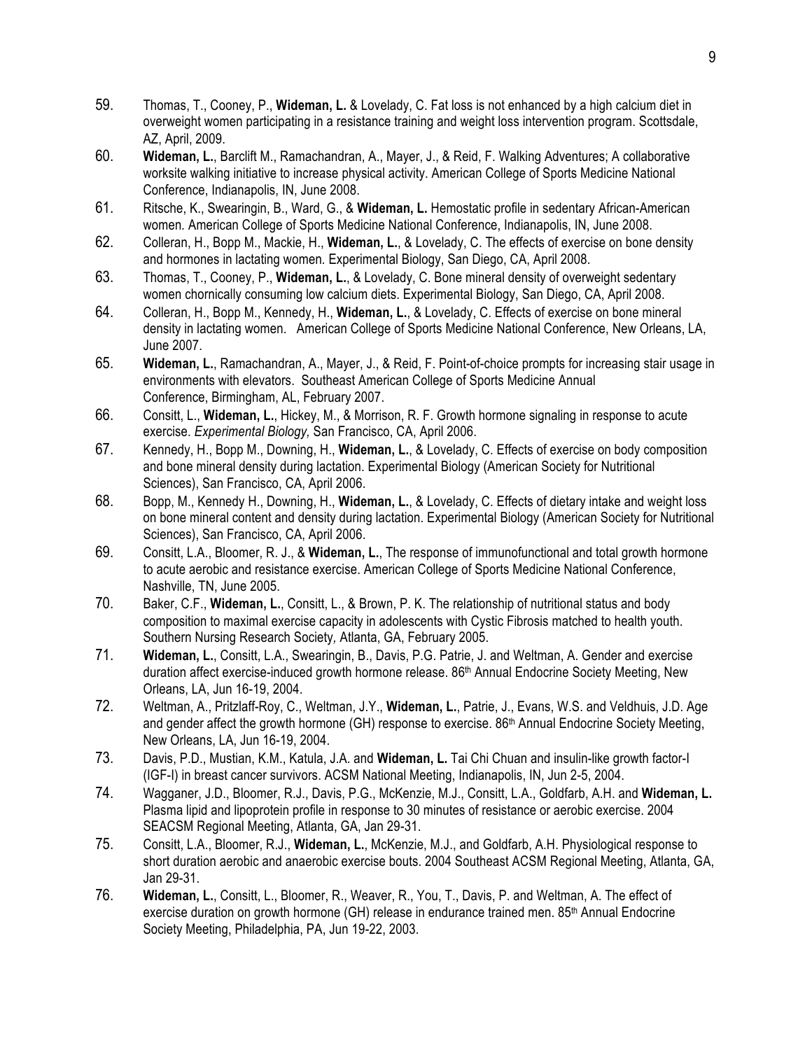59. Thomas, T., Cooney, P., **Wideman, L.** & Lovelady, C. Fat loss is not enhanced by a high calcium diet in overweight women participating in a resistance training and weight loss intervention program. Scottsdale, AZ, April, 2009.
60. **Wideman, L.**, Barclift M., Ramachandran, A., Mayer, J., & Reid, F. Walking Adventures; A collaborative worksite walking initiative to increase physical activity. American College of Sports Medicine National Conference, Indianapolis, IN, June 2008.
61. Ritsche, K., Swearingin, B., Ward, G., & **Wideman, L.** Hemostatic profile in sedentary African-American women. American College of Sports Medicine National Conference, Indianapolis, IN, June 2008.
62. Colleran, H., Bopp M., Mackie, H., **Wideman, L.**, & Lovelady, C. The effects of exercise on bone density and hormones in lactating women. Experimental Biology, San Diego, CA, April 2008.
63. Thomas, T., Cooney, P., **Wideman, L.**, & Lovelady, C. Bone mineral density of overweight sedentary women chornically consuming low calcium diets. Experimental Biology, San Diego, CA, April 2008.
64. Colleran, H., Bopp M., Kennedy, H., **Wideman, L.**, & Lovelady, C. Effects of exercise on bone mineral density in lactating women. American College of Sports Medicine National Conference, New Orleans, LA, June 2007.
65. **Wideman, L.**, Ramachandran, A., Mayer, J., & Reid, F. Point-of-choice prompts for increasing stair usage in environments with elevators. Southeast American College of Sports Medicine Annual Conference, Birmingham, AL, February 2007.
66. Consitt, L., **Wideman, L.**, Hickey, M., & Morrison, R. F. Growth hormone signaling in response to acute exercise. *Experimental Biology,* San Francisco, CA, April 2006.
67. Kennedy, H., Bopp M., Downing, H., **Wideman, L.**, & Lovelady, C. Effects of exercise on body composition and bone mineral density during lactation. Experimental Biology (American Society for Nutritional Sciences), San Francisco, CA, April 2006.
68. Bopp, M., Kennedy H., Downing, H., **Wideman, L.**, & Lovelady, C. Effects of dietary intake and weight loss on bone mineral content and density during lactation. Experimental Biology (American Society for Nutritional Sciences), San Francisco, CA, April 2006.
69. Consitt, L.A., Bloomer, R. J., & **Wideman, L.**, The response of immunofunctional and total growth hormone to acute aerobic and resistance exercise. American College of Sports Medicine National Conference, Nashville, TN, June 2005.
70. Baker, C.F., **Wideman, L.**, Consitt, L., & Brown, P. K. The relationship of nutritional status and body composition to maximal exercise capacity in adolescents with Cystic Fibrosis matched to health youth. Southern Nursing Research Society*,* Atlanta, GA, February 2005.
71. **Wideman, L.**, Consitt, L.A., Swearingin, B., Davis, P.G. Patrie, J. and Weltman, A. Gender and exercise duration affect exercise-induced growth hormone release. 86th Annual Endocrine Society Meeting, New Orleans, LA, Jun 16-19, 2004.
72. Weltman, A., Pritzlaff-Roy, C., Weltman, J.Y., **Wideman, L.**, Patrie, J., Evans, W.S. and Veldhuis, J.D. Age and gender affect the growth hormone (GH) response to exercise. 86th Annual Endocrine Society Meeting, New Orleans, LA, Jun 16-19, 2004.
73. Davis, P.D., Mustian, K.M., Katula, J.A. and **Wideman, L.** Tai Chi Chuan and insulin-like growth factor-I (IGF-I) in breast cancer survivors. ACSM National Meeting, Indianapolis, IN, Jun 2-5, 2004.
74. Wagganer, J.D., Bloomer, R.J., Davis, P.G., McKenzie, M.J., Consitt, L.A., Goldfarb, A.H. and **Wideman, L.** Plasma lipid and lipoprotein profile in response to 30 minutes of resistance or aerobic exercise. 2004 SEACSM Regional Meeting, Atlanta, GA, Jan 29-31.
75. Consitt, L.A., Bloomer, R.J., **Wideman, L.**, McKenzie, M.J., and Goldfarb, A.H. Physiological response to short duration aerobic and anaerobic exercise bouts. 2004 Southeast ACSM Regional Meeting, Atlanta, GA, Jan 29-31.
76. **Wideman, L.**, Consitt, L., Bloomer, R., Weaver, R., You, T., Davis, P. and Weltman, A. The effect of exercise duration on growth hormone (GH) release in endurance trained men. 85th Annual Endocrine Society Meeting, Philadelphia, PA, Jun 19-22, 2003.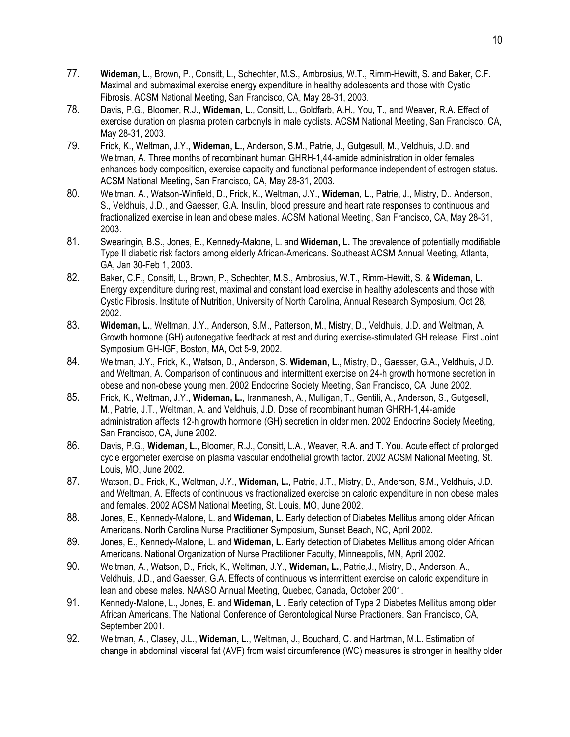77. **Wideman, L.**, Brown, P., Consitt, L., Schechter, M.S., Ambrosius, W.T., Rimm-Hewitt, S. and Baker, C.F. Maximal and submaximal exercise energy expenditure in healthy adolescents and those with Cystic Fibrosis. ACSM National Meeting, San Francisco, CA, May 28-31, 2003.
78. Davis, P.G., Bloomer, R.J., **Wideman, L.**, Consitt, L., Goldfarb, A.H., You, T., and Weaver, R.A. Effect of exercise duration on plasma protein carbonyls in male cyclists. ACSM National Meeting, San Francisco, CA, May 28-31, 2003.
79. Frick, K., Weltman, J.Y., **Wideman, L.**, Anderson, S.M., Patrie, J., Gutgesull, M., Veldhuis, J.D. and Weltman, A. Three months of recombinant human GHRH-1,44-amide administration in older females enhances body composition, exercise capacity and functional performance independent of estrogen status. ACSM National Meeting, San Francisco, CA, May 28-31, 2003.
80. Weltman, A., Watson-Winfield, D., Frick, K., Weltman, J.Y., **Wideman, L.**, Patrie, J., Mistry, D., Anderson, S., Veldhuis, J.D., and Gaesser, G.A. Insulin, blood pressure and heart rate responses to continuous and fractionalized exercise in lean and obese males. ACSM National Meeting, San Francisco, CA, May 28-31, 2003.
81. Swearingin, B.S., Jones, E., Kennedy-Malone, L. and **Wideman, L.** The prevalence of potentially modifiable Type II diabetic risk factors among elderly African-Americans. Southeast ACSM Annual Meeting, Atlanta, GA, Jan 30-Feb 1, 2003.
82. Baker, C.F., Consitt, L., Brown, P., Schechter, M.S., Ambrosius, W.T., Rimm-Hewitt, S. & **Wideman, L.** Energy expenditure during rest, maximal and constant load exercise in healthy adolescents and those with Cystic Fibrosis. Institute of Nutrition, University of North Carolina, Annual Research Symposium, Oct 28, 2002.
83. **Wideman, L.**, Weltman, J.Y., Anderson, S.M., Patterson, M., Mistry, D., Veldhuis, J.D. and Weltman, A. Growth hormone (GH) autonegative feedback at rest and during exercise-stimulated GH release. First Joint Symposium GH-IGF, Boston, MA, Oct 5-9, 2002.
84. Weltman, J.Y., Frick, K., Watson, D., Anderson, S. **Wideman, L.**, Mistry, D., Gaesser, G.A., Veldhuis, J.D. and Weltman, A. Comparison of continuous and intermittent exercise on 24-h growth hormone secretion in obese and non-obese young men. 2002 Endocrine Society Meeting, San Francisco, CA, June 2002.
85. Frick, K., Weltman, J.Y., **Wideman, L.**, Iranmanesh, A., Mulligan, T., Gentili, A., Anderson, S., Gutgesell, M., Patrie, J.T., Weltman, A. and Veldhuis, J.D. Dose of recombinant human GHRH-1,44-amide administration affects 12-h growth hormone (GH) secretion in older men. 2002 Endocrine Society Meeting, San Francisco, CA, June 2002.
86. Davis, P.G., **Wideman, L.**, Bloomer, R.J., Consitt, L.A., Weaver, R.A. and T. You. Acute effect of prolonged cycle ergometer exercise on plasma vascular endothelial growth factor. 2002 ACSM National Meeting, St. Louis, MO, June 2002.
87. Watson, D., Frick, K., Weltman, J.Y., **Wideman, L.**, Patrie, J.T., Mistry, D., Anderson, S.M., Veldhuis, J.D. and Weltman, A. Effects of continuous vs fractionalized exercise on caloric expenditure in non obese males and females. 2002 ACSM National Meeting, St. Louis, MO, June 2002.
88. Jones, E., Kennedy-Malone, L. and **Wideman, L.** Early detection of Diabetes Mellitus among older African Americans. North Carolina Nurse Practitioner Symposium, Sunset Beach, NC, April 2002.
89. Jones, E., Kennedy-Malone, L. and **Wideman, L**. Early detection of Diabetes Mellitus among older African Americans. National Organization of Nurse Practitioner Faculty, Minneapolis, MN, April 2002.
90. Weltman, A., Watson, D., Frick, K., Weltman, J.Y., **Wideman, L.**, Patrie,J., Mistry, D., Anderson, A., Veldhuis, J.D., and Gaesser, G.A. Effects of continuous vs intermittent exercise on caloric expenditure in lean and obese males. NAASO Annual Meeting, Quebec, Canada, October 2001.
91. Kennedy-Malone, L., Jones, E. and **Wideman, L .** Early detection of Type 2 Diabetes Mellitus among older African Americans. The National Conference of Gerontological Nurse Practioners. San Francisco, CA, September 2001.
92. Weltman, A., Clasey, J.L., **Wideman, L.**, Weltman, J., Bouchard, C. and Hartman, M.L. Estimation of change in abdominal visceral fat (AVF) from waist circumference (WC) measures is stronger in healthy older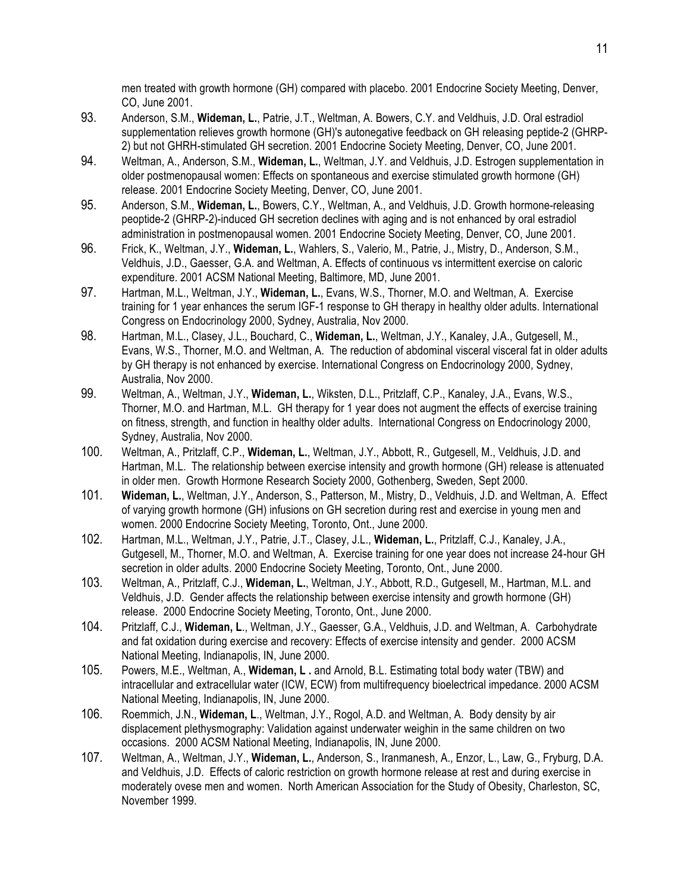men treated with growth hormone (GH) compared with placebo. 2001 Endocrine Society Meeting, Denver, CO, June 2001.

93. Anderson, S.M., **Wideman, L.**, Patrie, J.T., Weltman, A. Bowers, C.Y. and Veldhuis, J.D. Oral estradiol supplementation relieves growth hormone (GH)'s autonegative feedback on GH releasing peptide-2 (GHRP-2) but not GHRH-stimulated GH secretion. 2001 Endocrine Society Meeting, Denver, CO, June 2001.

94. Weltman, A., Anderson, S.M., **Wideman, L.**, Weltman, J.Y. and Veldhuis, J.D. Estrogen supplementation in older postmenopausal women: Effects on spontaneous and exercise stimulated growth hormone (GH) release. 2001 Endocrine Society Meeting, Denver, CO, June 2001.

95. Anderson, S.M., **Wideman, L.**, Bowers, C.Y., Weltman, A., and Veldhuis, J.D. Growth hormone-releasing peoptide-2 (GHRP-2)-induced GH secretion declines with aging and is not enhanced by oral estradiol administration in postmenopausal women. 2001 Endocrine Society Meeting, Denver, CO, June 2001.

96. Frick, K., Weltman, J.Y., **Wideman, L.**, Wahlers, S., Valerio, M., Patrie, J., Mistry, D., Anderson, S.M., Veldhuis, J.D., Gaesser, G.A. and Weltman, A. Effects of continuous vs intermittent exercise on caloric expenditure. 2001 ACSM National Meeting, Baltimore, MD, June 2001.

97. Hartman, M.L., Weltman, J.Y., **Wideman, L.**, Evans, W.S., Thorner, M.O. and Weltman, A. Exercise training for 1 year enhances the serum IGF-1 response to GH therapy in healthy older adults. International Congress on Endocrinology 2000, Sydney, Australia, Nov 2000.

98. Hartman, M.L., Clasey, J.L., Bouchard, C., **Wideman, L.**, Weltman, J.Y., Kanaley, J.A., Gutgesell, M., Evans, W.S., Thorner, M.O. and Weltman, A. The reduction of abdominal visceral visceral fat in older adults by GH therapy is not enhanced by exercise. International Congress on Endocrinology 2000, Sydney, Australia, Nov 2000.

99. Weltman, A., Weltman, J.Y., **Wideman, L.**, Wiksten, D.L., Pritzlaff, C.P., Kanaley, J.A., Evans, W.S., Thorner, M.O. and Hartman, M.L. GH therapy for 1 year does not augment the effects of exercise training on fitness, strength, and function in healthy older adults. International Congress on Endocrinology 2000, Sydney, Australia, Nov 2000.

100. Weltman, A., Pritzlaff, C.P., **Wideman, L.**, Weltman, J.Y., Abbott, R., Gutgesell, M., Veldhuis, J.D. and Hartman, M.L. The relationship between exercise intensity and growth hormone (GH) release is attenuated in older men. Growth Hormone Research Society 2000, Gothenberg, Sweden, Sept 2000.

101. **Wideman, L.**, Weltman, J.Y., Anderson, S., Patterson, M., Mistry, D., Veldhuis, J.D. and Weltman, A. Effect of varying growth hormone (GH) infusions on GH secretion during rest and exercise in young men and women. 2000 Endocrine Society Meeting, Toronto, Ont., June 2000.

102. Hartman, M.L., Weltman, J.Y., Patrie, J.T., Clasey, J.L., **Wideman, L.**, Pritzlaff, C.J., Kanaley, J.A., Gutgesell, M., Thorner, M.O. and Weltman, A. Exercise training for one year does not increase 24-hour GH secretion in older adults. 2000 Endocrine Society Meeting, Toronto, Ont., June 2000.

103. Weltman, A., Pritzlaff, C.J., **Wideman, L.**, Weltman, J.Y., Abbott, R.D., Gutgesell, M., Hartman, M.L. and Veldhuis, J.D. Gender affects the relationship between exercise intensity and growth hormone (GH) release. 2000 Endocrine Society Meeting, Toronto, Ont., June 2000.

104. Pritzlaff, C.J., **Wideman, L**., Weltman, J.Y., Gaesser, G.A., Veldhuis, J.D. and Weltman, A. Carbohydrate and fat oxidation during exercise and recovery: Effects of exercise intensity and gender. 2000 ACSM National Meeting, Indianapolis, IN, June 2000.

105. Powers, M.E., Weltman, A., **Wideman, L .** and Arnold, B.L. Estimating total body water (TBW) and intracellular and extracellular water (ICW, ECW) from multifrequency bioelectrical impedance. 2000 ACSM National Meeting, Indianapolis, IN, June 2000.

106. Roemmich, J.N., **Wideman, L**., Weltman, J.Y., Rogol, A.D. and Weltman, A. Body density by air displacement plethysmography: Validation against underwater weighin in the same children on two occasions. 2000 ACSM National Meeting, Indianapolis, IN, June 2000.

107. Weltman, A., Weltman, J.Y., **Wideman, L.**, Anderson, S., Iranmanesh, A., Enzor, L., Law, G., Fryburg, D.A. and Veldhuis, J.D. Effects of caloric restriction on growth hormone release at rest and during exercise in moderately ovese men and women. North American Association for the Study of Obesity, Charleston, SC, November 1999.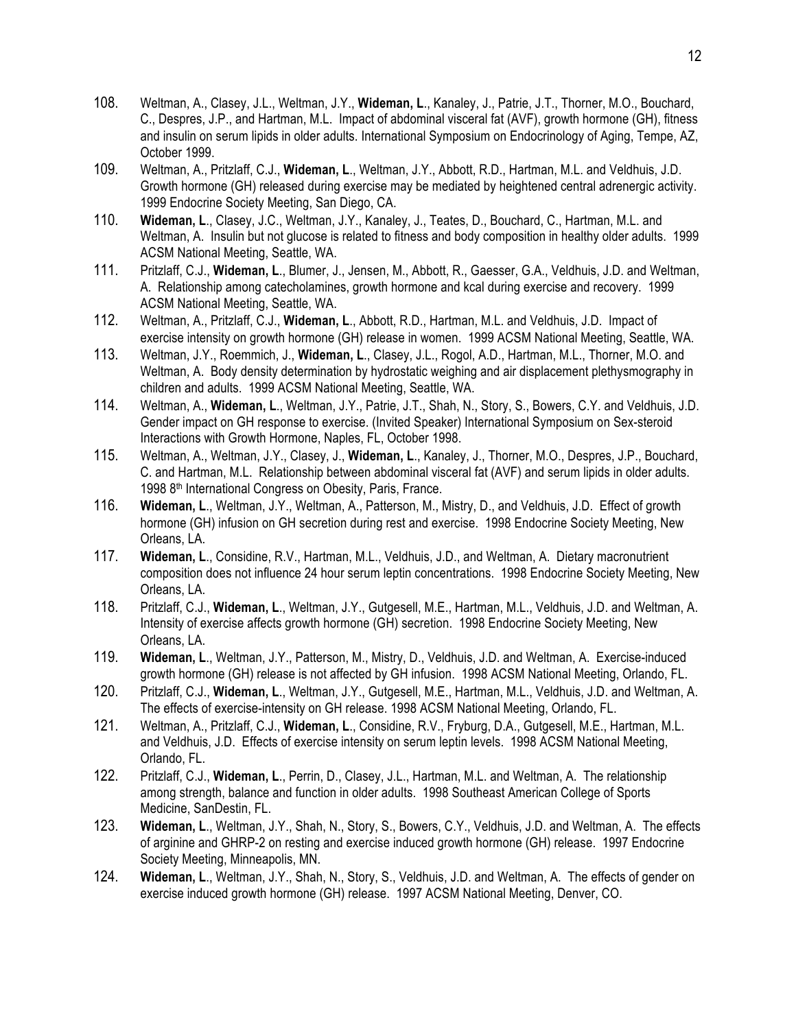108. Weltman, A., Clasey, J.L., Weltman, J.Y., **Wideman, L**., Kanaley, J., Patrie, J.T., Thorner, M.O., Bouchard, C., Despres, J.P., and Hartman, M.L. Impact of abdominal visceral fat (AVF), growth hormone (GH), fitness and insulin on serum lipids in older adults. International Symposium on Endocrinology of Aging, Tempe, AZ, October 1999.
109. Weltman, A., Pritzlaff, C.J., **Wideman, L**., Weltman, J.Y., Abbott, R.D., Hartman, M.L. and Veldhuis, J.D. Growth hormone (GH) released during exercise may be mediated by heightened central adrenergic activity. 1999 Endocrine Society Meeting, San Diego, CA.
110. **Wideman, L**., Clasey, J.C., Weltman, J.Y., Kanaley, J., Teates, D., Bouchard, C., Hartman, M.L. and Weltman, A. Insulin but not glucose is related to fitness and body composition in healthy older adults. 1999 ACSM National Meeting, Seattle, WA.
111. Pritzlaff, C.J., **Wideman, L**., Blumer, J., Jensen, M., Abbott, R., Gaesser, G.A., Veldhuis, J.D. and Weltman, A. Relationship among catecholamines, growth hormone and kcal during exercise and recovery. 1999 ACSM National Meeting, Seattle, WA.
112. Weltman, A., Pritzlaff, C.J., **Wideman, L**., Abbott, R.D., Hartman, M.L. and Veldhuis, J.D. Impact of exercise intensity on growth hormone (GH) release in women. 1999 ACSM National Meeting, Seattle, WA.
113. Weltman, J.Y., Roemmich, J., **Wideman, L**., Clasey, J.L., Rogol, A.D., Hartman, M.L., Thorner, M.O. and Weltman, A. Body density determination by hydrostatic weighing and air displacement plethysmography in children and adults. 1999 ACSM National Meeting, Seattle, WA.
114. Weltman, A., **Wideman, L**., Weltman, J.Y., Patrie, J.T., Shah, N., Story, S., Bowers, C.Y. and Veldhuis, J.D. Gender impact on GH response to exercise. (Invited Speaker) International Symposium on Sex-steroid Interactions with Growth Hormone, Naples, FL, October 1998.
115. Weltman, A., Weltman, J.Y., Clasey, J., **Wideman, L**., Kanaley, J., Thorner, M.O., Despres, J.P., Bouchard, C. and Hartman, M.L. Relationship between abdominal visceral fat (AVF) and serum lipids in older adults. 1998 8th International Congress on Obesity, Paris, France.
116. **Wideman, L**., Weltman, J.Y., Weltman, A., Patterson, M., Mistry, D., and Veldhuis, J.D. Effect of growth hormone (GH) infusion on GH secretion during rest and exercise. 1998 Endocrine Society Meeting, New Orleans, LA.
117. **Wideman, L**., Considine, R.V., Hartman, M.L., Veldhuis, J.D., and Weltman, A. Dietary macronutrient composition does not influence 24 hour serum leptin concentrations. 1998 Endocrine Society Meeting, New Orleans, LA.
118. Pritzlaff, C.J., **Wideman, L**., Weltman, J.Y., Gutgesell, M.E., Hartman, M.L., Veldhuis, J.D. and Weltman, A. Intensity of exercise affects growth hormone (GH) secretion. 1998 Endocrine Society Meeting, New Orleans, LA.
119. **Wideman, L**., Weltman, J.Y., Patterson, M., Mistry, D., Veldhuis, J.D. and Weltman, A. Exercise-induced growth hormone (GH) release is not affected by GH infusion. 1998 ACSM National Meeting, Orlando, FL.
120. Pritzlaff, C.J., **Wideman, L**., Weltman, J.Y., Gutgesell, M.E., Hartman, M.L., Veldhuis, J.D. and Weltman, A. The effects of exercise-intensity on GH release. 1998 ACSM National Meeting, Orlando, FL.
121. Weltman, A., Pritzlaff, C.J., **Wideman, L**., Considine, R.V., Fryburg, D.A., Gutgesell, M.E., Hartman, M.L. and Veldhuis, J.D. Effects of exercise intensity on serum leptin levels. 1998 ACSM National Meeting, Orlando, FL.
122. Pritzlaff, C.J., **Wideman, L**., Perrin, D., Clasey, J.L., Hartman, M.L. and Weltman, A. The relationship among strength, balance and function in older adults. 1998 Southeast American College of Sports Medicine, SanDestin, FL.
123. **Wideman, L**., Weltman, J.Y., Shah, N., Story, S., Bowers, C.Y., Veldhuis, J.D. and Weltman, A. The effects of arginine and GHRP-2 on resting and exercise induced growth hormone (GH) release. 1997 Endocrine Society Meeting, Minneapolis, MN.
124. **Wideman, L**., Weltman, J.Y., Shah, N., Story, S., Veldhuis, J.D. and Weltman, A. The effects of gender on exercise induced growth hormone (GH) release. 1997 ACSM National Meeting, Denver, CO.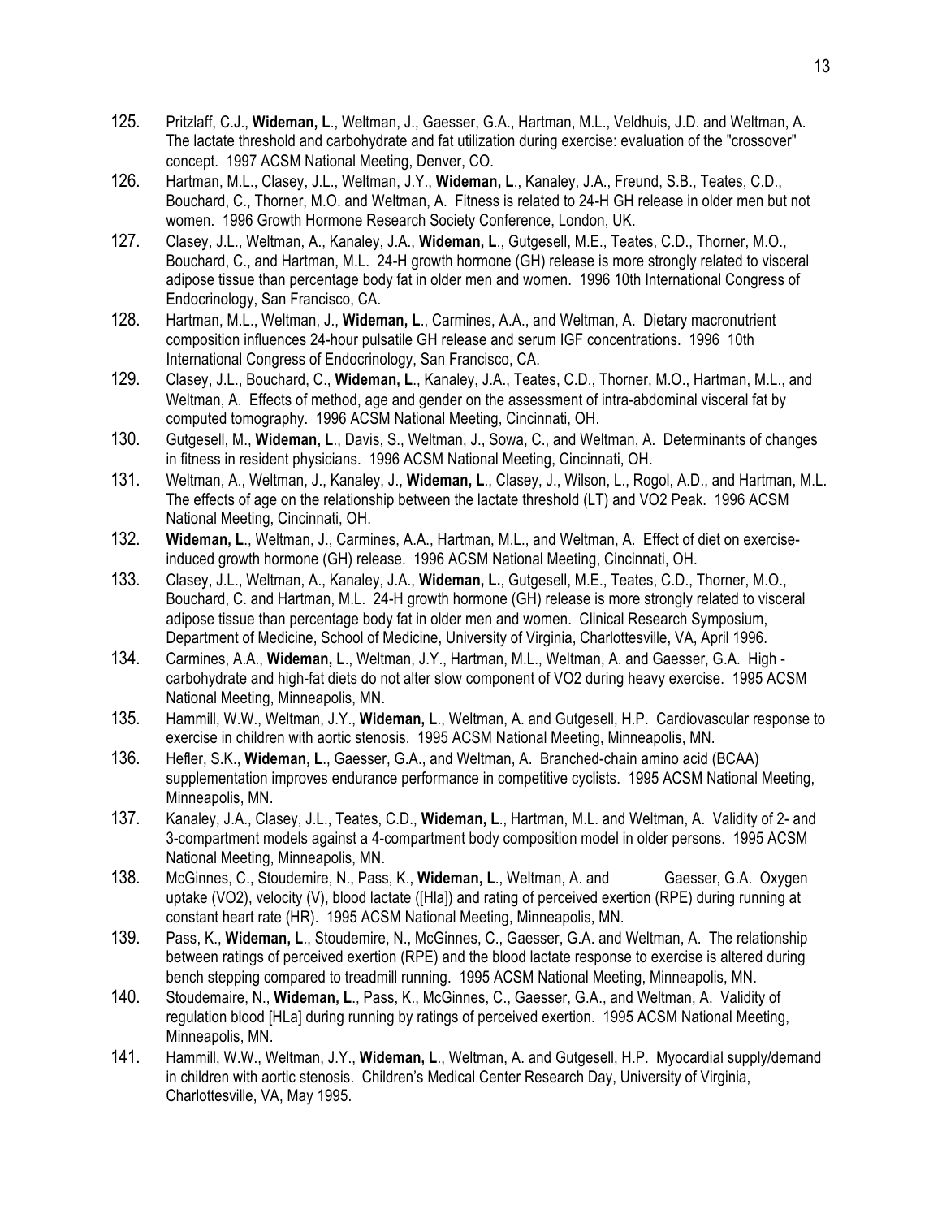125. Pritzlaff, C.J., **Wideman, L**., Weltman, J., Gaesser, G.A., Hartman, M.L., Veldhuis, J.D. and Weltman, A. The lactate threshold and carbohydrate and fat utilization during exercise: evaluation of the "crossover" concept. 1997 ACSM National Meeting, Denver, CO.
126. Hartman, M.L., Clasey, J.L., Weltman, J.Y., **Wideman, L**., Kanaley, J.A., Freund, S.B., Teates, C.D., Bouchard, C., Thorner, M.O. and Weltman, A. Fitness is related to 24-H GH release in older men but not women. 1996 Growth Hormone Research Society Conference, London, UK.
127. Clasey, J.L., Weltman, A., Kanaley, J.A., **Wideman, L**., Gutgesell, M.E., Teates, C.D., Thorner, M.O., Bouchard, C., and Hartman, M.L. 24-H growth hormone (GH) release is more strongly related to visceral adipose tissue than percentage body fat in older men and women. 1996 10th International Congress of Endocrinology, San Francisco, CA.
128. Hartman, M.L., Weltman, J., **Wideman, L**., Carmines, A.A., and Weltman, A. Dietary macronutrient composition influences 24-hour pulsatile GH release and serum IGF concentrations. 1996 10th International Congress of Endocrinology, San Francisco, CA.
129. Clasey, J.L., Bouchard, C., **Wideman, L**., Kanaley, J.A., Teates, C.D., Thorner, M.O., Hartman, M.L., and Weltman, A. Effects of method, age and gender on the assessment of intra-abdominal visceral fat by computed tomography. 1996 ACSM National Meeting, Cincinnati, OH.
130. Gutgesell, M., **Wideman, L**., Davis, S., Weltman, J., Sowa, C., and Weltman, A. Determinants of changes in fitness in resident physicians. 1996 ACSM National Meeting, Cincinnati, OH.
131. Weltman, A., Weltman, J., Kanaley, J., **Wideman, L**., Clasey, J., Wilson, L., Rogol, A.D., and Hartman, M.L. The effects of age on the relationship between the lactate threshold (LT) and VO2 Peak. 1996 ACSM National Meeting, Cincinnati, OH.
132. **Wideman, L**., Weltman, J., Carmines, A.A., Hartman, M.L., and Weltman, A. Effect of diet on exercise-induced growth hormone (GH) release. 1996 ACSM National Meeting, Cincinnati, OH.
133. Clasey, J.L., Weltman, A., Kanaley, J.A., **Wideman, L.**, Gutgesell, M.E., Teates, C.D., Thorner, M.O., Bouchard, C. and Hartman, M.L. 24-H growth hormone (GH) release is more strongly related to visceral adipose tissue than percentage body fat in older men and women. Clinical Research Symposium, Department of Medicine, School of Medicine, University of Virginia, Charlottesville, VA, April 1996.
134. Carmines, A.A., **Wideman, L**., Weltman, J.Y., Hartman, M.L., Weltman, A. and Gaesser, G.A. High - carbohydrate and high-fat diets do not alter slow component of VO2 during heavy exercise. 1995 ACSM National Meeting, Minneapolis, MN.
135. Hammill, W.W., Weltman, J.Y., **Wideman, L**., Weltman, A. and Gutgesell, H.P. Cardiovascular response to exercise in children with aortic stenosis. 1995 ACSM National Meeting, Minneapolis, MN.
136. Hefler, S.K., **Wideman, L**., Gaesser, G.A., and Weltman, A. Branched-chain amino acid (BCAA) supplementation improves endurance performance in competitive cyclists. 1995 ACSM National Meeting, Minneapolis, MN.
137. Kanaley, J.A., Clasey, J.L., Teates, C.D., **Wideman, L**., Hartman, M.L. and Weltman, A. Validity of 2- and 3-compartment models against a 4-compartment body composition model in older persons. 1995 ACSM National Meeting, Minneapolis, MN.
138. McGinnes, C., Stoudemire, N., Pass, K., **Wideman, L**., Weltman, A. and Gaesser, G.A. Oxygen uptake (VO2), velocity (V), blood lactate ([Hla]) and rating of perceived exertion (RPE) during running at constant heart rate (HR). 1995 ACSM National Meeting, Minneapolis, MN.
139. Pass, K., **Wideman, L**., Stoudemire, N., McGinnes, C., Gaesser, G.A. and Weltman, A. The relationship between ratings of perceived exertion (RPE) and the blood lactate response to exercise is altered during bench stepping compared to treadmill running. 1995 ACSM National Meeting, Minneapolis, MN.
140. Stoudemaire, N., **Wideman, L**., Pass, K., McGinnes, C., Gaesser, G.A., and Weltman, A. Validity of regulation blood [HLa] during running by ratings of perceived exertion. 1995 ACSM National Meeting, Minneapolis, MN.
141. Hammill, W.W., Weltman, J.Y., **Wideman, L**., Weltman, A. and Gutgesell, H.P. Myocardial supply/demand in children with aortic stenosis. Children's Medical Center Research Day, University of Virginia, Charlottesville, VA, May 1995.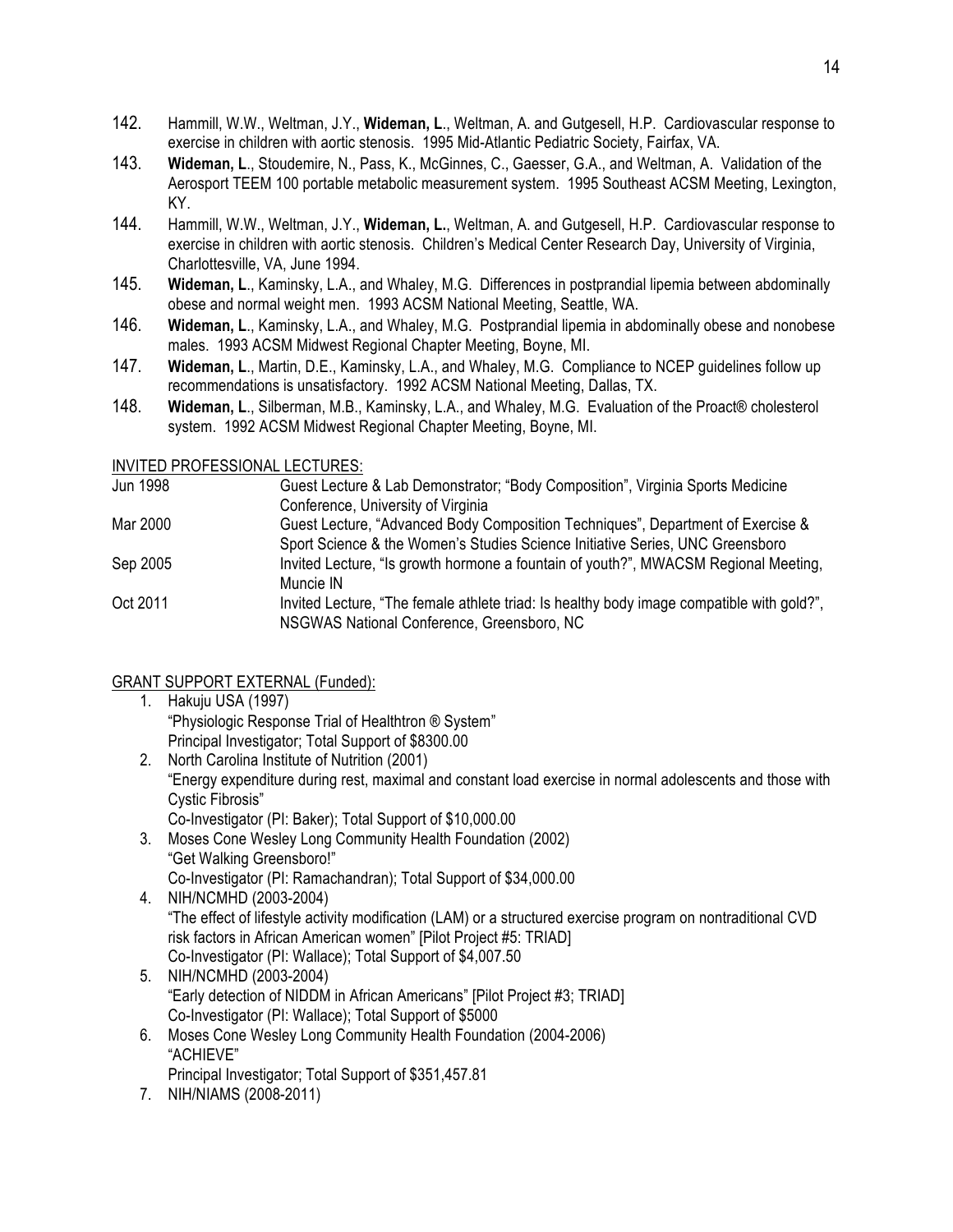142. Hammill, W.W., Weltman, J.Y., **Wideman, L**., Weltman, A. and Gutgesell, H.P. Cardiovascular response to exercise in children with aortic stenosis. 1995 Mid-Atlantic Pediatric Society, Fairfax, VA.
143. **Wideman, L**., Stoudemire, N., Pass, K., McGinnes, C., Gaesser, G.A., and Weltman, A. Validation of the Aerosport TEEM 100 portable metabolic measurement system. 1995 Southeast ACSM Meeting, Lexington, KY.
144. Hammill, W.W., Weltman, J.Y., **Wideman, L.**, Weltman, A. and Gutgesell, H.P. Cardiovascular response to exercise in children with aortic stenosis. Children's Medical Center Research Day, University of Virginia, Charlottesville, VA, June 1994.
145. **Wideman, L**., Kaminsky, L.A., and Whaley, M.G. Differences in postprandial lipemia between abdominally obese and normal weight men. 1993 ACSM National Meeting, Seattle, WA.
146. **Wideman, L**., Kaminsky, L.A., and Whaley, M.G. Postprandial lipemia in abdominally obese and nonobese males. 1993 ACSM Midwest Regional Chapter Meeting, Boyne, MI.
147. **Wideman, L**., Martin, D.E., Kaminsky, L.A., and Whaley, M.G. Compliance to NCEP guidelines follow up recommendations is unsatisfactory. 1992 ACSM National Meeting, Dallas, TX.
148. **Wideman, L**., Silberman, M.B., Kaminsky, L.A., and Whaley, M.G. Evaluation of the Proact® cholesterol system. 1992 ACSM Midwest Regional Chapter Meeting, Boyne, MI.

INVITED PROFESSIONAL LECTURES:

| | |
|---|---|
| Jun 1998 | Guest Lecture & Lab Demonstrator; "Body Composition", Virginia Sports Medicine Conference, University of Virginia |
| Mar 2000 | Guest Lecture, "Advanced Body Composition Techniques", Department of Exercise & Sport Science & the Women's Studies Science Initiative Series, UNC Greensboro |
| Sep 2005 | Invited Lecture, "Is growth hormone a fountain of youth?", MWACSM Regional Meeting, Muncie IN |
| Oct 2011 | Invited Lecture, "The female athlete triad: Is healthy body image compatible with gold?", NSGWAS National Conference, Greensboro, NC |

GRANT SUPPORT EXTERNAL (Funded):

1. Hakuju USA (1997)
   "Physiologic Response Trial of Healthtron ® System"
   Principal Investigator; Total Support of $8300.00
2. North Carolina Institute of Nutrition (2001)
   "Energy expenditure during rest, maximal and constant load exercise in normal adolescents and those with Cystic Fibrosis"
   Co-Investigator (PI: Baker); Total Support of $10,000.00
3. Moses Cone Wesley Long Community Health Foundation (2002)
   "Get Walking Greensboro!"
   Co-Investigator (PI: Ramachandran); Total Support of $34,000.00
4. NIH/NCMHD (2003-2004)
   "The effect of lifestyle activity modification (LAM) or a structured exercise program on nontraditional CVD risk factors in African American women" [Pilot Project #5: TRIAD]
   Co-Investigator (PI: Wallace); Total Support of $4,007.50
5. NIH/NCMHD (2003-2004)
   "Early detection of NIDDM in African Americans" [Pilot Project #3; TRIAD]
   Co-Investigator (PI: Wallace); Total Support of $5000
6. Moses Cone Wesley Long Community Health Foundation (2004-2006)
   "ACHIEVE"
   Principal Investigator; Total Support of $351,457.81
7. NIH/NIAMS (2008-2011)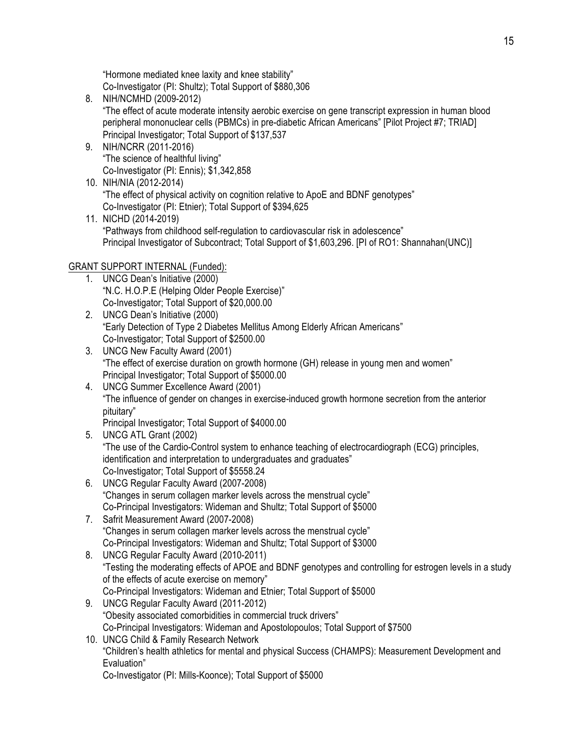"Hormone mediated knee laxity and knee stability"
Co-Investigator (PI: Shultz); Total Support of $880,306

8. NIH/NCMHD (2009-2012)
   "The effect of acute moderate intensity aerobic exercise on gene transcript expression in human blood peripheral mononuclear cells (PBMCs) in pre-diabetic African Americans" [Pilot Project #7; TRIAD]
   Principal Investigator; Total Support of $137,537
9. NIH/NCRR (2011-2016)
   "The science of healthful living"
   Co-Investigator (PI: Ennis); $1,342,858
10. NIH/NIA (2012-2014)
    "The effect of physical activity on cognition relative to ApoE and BDNF genotypes"
    Co-Investigator (PI: Etnier); Total Support of $394,625
11. NICHD (2014-2019)
    "Pathways from childhood self-regulation to cardiovascular risk in adolescence"
    Principal Investigator of Subcontract; Total Support of $1,603,296. [PI of RO1: Shannahan(UNC)]

<u>GRANT SUPPORT INTERNAL (Funded):</u>

1. UNCG Dean's Initiative (2000)
   "N.C. H.O.P.E (Helping Older People Exercise)"
   Co-Investigator; Total Support of $20,000.00
2. UNCG Dean's Initiative (2000)
   "Early Detection of Type 2 Diabetes Mellitus Among Elderly African Americans"
   Co-Investigator; Total Support of $2500.00
3. UNCG New Faculty Award (2001)
   "The effect of exercise duration on growth hormone (GH) release in young men and women"
   Principal Investigator; Total Support of $5000.00
4. UNCG Summer Excellence Award (2001)
   "The influence of gender on changes in exercise-induced growth hormone secretion from the anterior pituitary"
   Principal Investigator; Total Support of $4000.00
5. UNCG ATL Grant (2002)
   "The use of the Cardio-Control system to enhance teaching of electrocardiograph (ECG) principles, identification and interpretation to undergraduates and graduates"
   Co-Investigator; Total Support of $5558.24
6. UNCG Regular Faculty Award (2007-2008)
   "Changes in serum collagen marker levels across the menstrual cycle"
   Co-Principal Investigators: Wideman and Shultz; Total Support of $5000
7. Safrit Measurement Award (2007-2008)
   "Changes in serum collagen marker levels across the menstrual cycle"
   Co-Principal Investigators: Wideman and Shultz; Total Support of $3000
8. UNCG Regular Faculty Award (2010-2011)
   "Testing the moderating effects of APOE and BDNF genotypes and controlling for estrogen levels in a study of the effects of acute exercise on memory"
   Co-Principal Investigators: Wideman and Etnier; Total Support of $5000
9. UNCG Regular Faculty Award (2011-2012)
   "Obesity associated comorbidities in commercial truck drivers"
   Co-Principal Investigators: Wideman and Apostolopoulos; Total Support of $7500
10. UNCG Child & Family Research Network
    "Children's health athletics for mental and physical Success (CHAMPS): Measurement Development and Evaluation"
    Co-Investigator (PI: Mills-Koonce); Total Support of $5000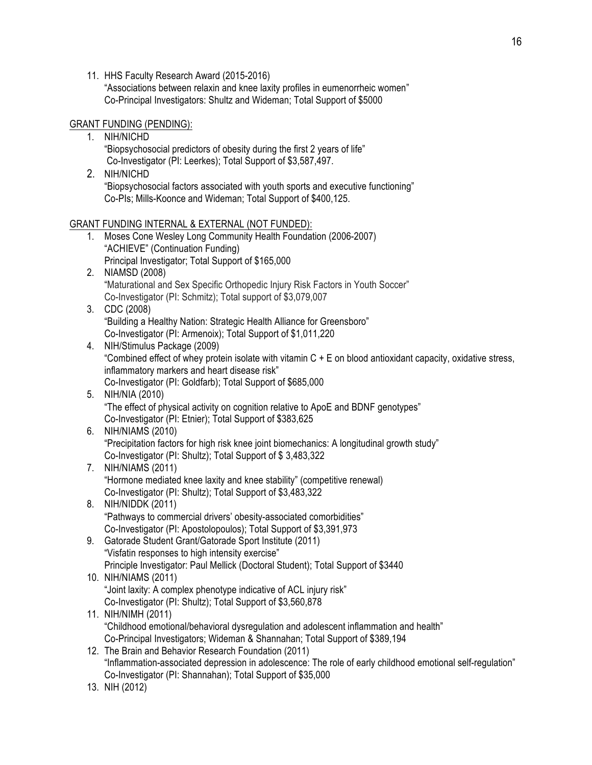11. HHS Faculty Research Award (2015-2016)
    "Associations between relaxin and knee laxity profiles in eumenorrheic women"
    Co-Principal Investigators: Shultz and Wideman; Total Support of $5000

<u>GRANT FUNDING (PENDING):</u>

1. NIH/NICHD
   "Biopsychosocial predictors of obesity during the first 2 years of life"
   Co-Investigator (PI: Leerkes); Total Support of $3,587,497.
2. NIH/NICHD
   "Biopsychosocial factors associated with youth sports and executive functioning"
   Co-PIs; Mills-Koonce and Wideman; Total Support of $400,125.

<u>GRANT FUNDING INTERNAL & EXTERNAL (NOT FUNDED):</u>

1. Moses Cone Wesley Long Community Health Foundation (2006-2007)
   "ACHIEVE" (Continuation Funding)
   Principal Investigator; Total Support of $165,000
2. NIAMSD (2008)
   "Maturational and Sex Specific Orthopedic Injury Risk Factors in Youth Soccer"
   Co-Investigator (PI: Schmitz); Total support of $3,079,007
3. CDC (2008)
   "Building a Healthy Nation: Strategic Health Alliance for Greensboro"
   Co-Investigator (PI: Armenoix); Total Support of $1,011,220
4. NIH/Stimulus Package (2009)
   "Combined effect of whey protein isolate with vitamin C + E on blood antioxidant capacity, oxidative stress, inflammatory markers and heart disease risk"
   Co-Investigator (PI: Goldfarb); Total Support of $685,000
5. NIH/NIA (2010)
   "The effect of physical activity on cognition relative to ApoE and BDNF genotypes"
   Co-Investigator (PI: Etnier); Total Support of $383,625
6. NIH/NIAMS (2010)
   "Precipitation factors for high risk knee joint biomechanics: A longitudinal growth study"
   Co-Investigator (PI: Shultz); Total Support of $ 3,483,322
7. NIH/NIAMS (2011)
   "Hormone mediated knee laxity and knee stability" (competitive renewal)
   Co-Investigator (PI: Shultz); Total Support of $3,483,322
8. NIH/NIDDK (2011)
   "Pathways to commercial drivers' obesity-associated comorbidities"
   Co-Investigator (PI: Apostolopoulos); Total Support of $3,391,973
9. Gatorade Student Grant/Gatorade Sport Institute (2011)
   "Visfatin responses to high intensity exercise"
   Principle Investigator: Paul Mellick (Doctoral Student); Total Support of $3440
10. NIH/NIAMS (2011)
    "Joint laxity: A complex phenotype indicative of ACL injury risk"
    Co-Investigator (PI: Shultz); Total Support of $3,560,878
11. NIH/NIMH (2011)
    "Childhood emotional/behavioral dysregulation and adolescent inflammation and health"
    Co-Principal Investigators; Wideman & Shannahan; Total Support of $389,194
12. The Brain and Behavior Research Foundation (2011)
    "Inflammation-associated depression in adolescence: The role of early childhood emotional self-regulation"
    Co-Investigator (PI: Shannahan); Total Support of $35,000
13. NIH (2012)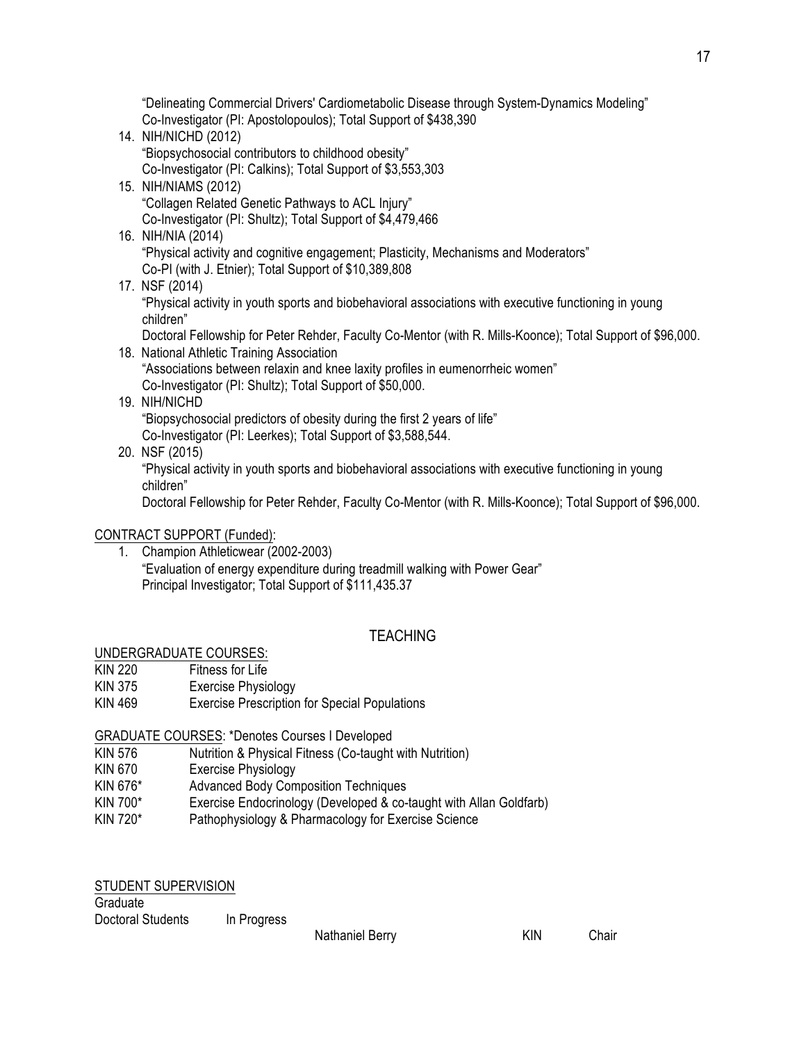"Delineating Commercial Drivers' Cardiometabolic Disease through System-Dynamics Modeling"
Co-Investigator (PI: Apostolopoulos); Total Support of $438,390

14. NIH/NICHD (2012)
    "Biopsychosocial contributors to childhood obesity"
    Co-Investigator (PI: Calkins); Total Support of $3,553,303
15. NIH/NIAMS (2012)
    "Collagen Related Genetic Pathways to ACL Injury"
    Co-Investigator (PI: Shultz); Total Support of $4,479,466
16. NIH/NIA (2014)
    "Physical activity and cognitive engagement; Plasticity, Mechanisms and Moderators"
    Co-PI (with J. Etnier); Total Support of $10,389,808
17. NSF (2014)
    "Physical activity in youth sports and biobehavioral associations with executive functioning in young children"
    Doctoral Fellowship for Peter Rehder, Faculty Co-Mentor (with R. Mills-Koonce); Total Support of $96,000.
18. National Athletic Training Association
    "Associations between relaxin and knee laxity profiles in eumenorrheic women"
    Co-Investigator (PI: Shultz); Total Support of $50,000.
19. NIH/NICHD
    "Biopsychosocial predictors of obesity during the first 2 years of life"
    Co-Investigator (PI: Leerkes); Total Support of $3,588,544.
20. NSF (2015)
    "Physical activity in youth sports and biobehavioral associations with executive functioning in young children"
    Doctoral Fellowship for Peter Rehder, Faculty Co-Mentor (with R. Mills-Koonce); Total Support of $96,000.

CONTRACT SUPPORT (Funded):

1. Champion Athleticwear (2002-2003)
   "Evaluation of energy expenditure during treadmill walking with Power Gear"
   Principal Investigator; Total Support of $111,435.37

## TEACHING

UNDERGRADUATE COURSES:

| | |
|---|---|
| KIN 220 | Fitness for Life |
| KIN 375 | Exercise Physiology |
| KIN 469 | Exercise Prescription for Special Populations |

GRADUATE COURSES: *Denotes Courses I Developed

| | |
|---|---|
| KIN 576 | Nutrition & Physical Fitness (Co-taught with Nutrition) |
| KIN 670 | Exercise Physiology |
| KIN 676* | Advanced Body Composition Techniques |
| KIN 700* | Exercise Endocrinology (Developed & co-taught with Allan Goldfarb) |
| KIN 720* | Pathophysiology & Pharmacology for Exercise Science |

STUDENT SUPERVISION

Graduate

| | | | | |
|---|---|---|---|---|
| Doctoral Students | In Progress | | | |
| | | Nathaniel Berry | KIN | Chair |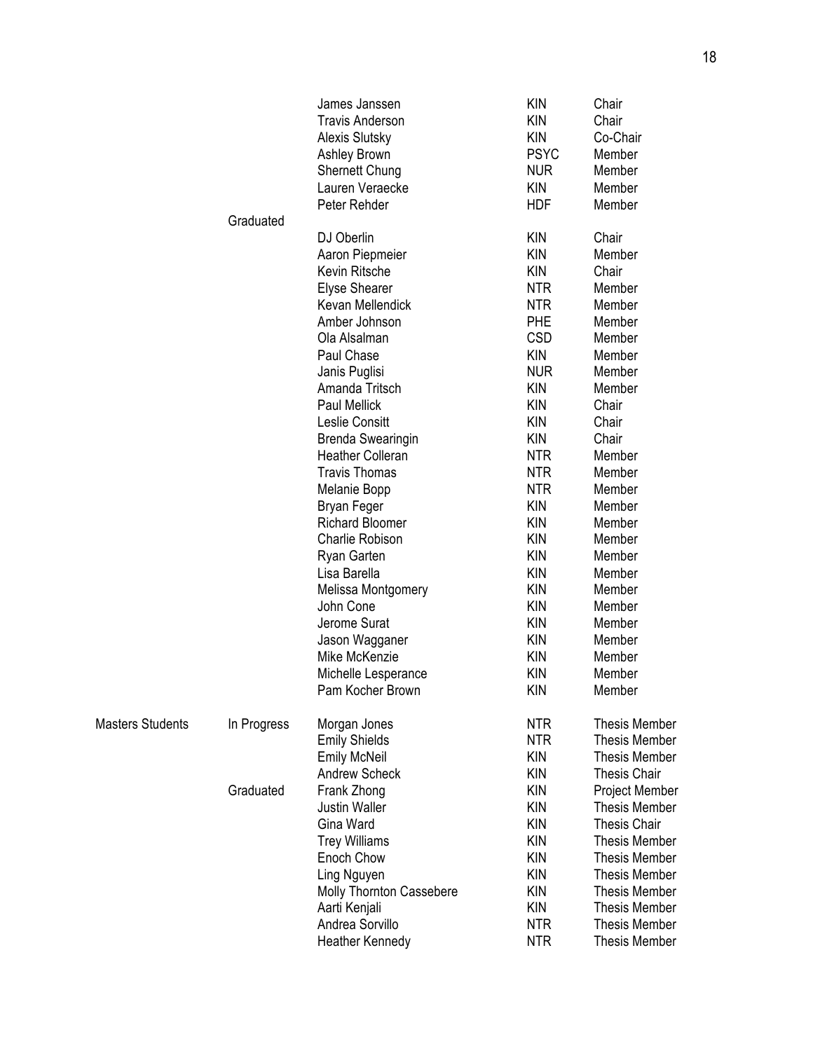| | | | | |
|---|---|---|---|---|
| | | James Janssen | KIN | Chair |
| | | Travis Anderson | KIN | Chair |
| | | Alexis Slutsky | KIN | Co-Chair |
| | | Ashley Brown | PSYC | Member |
| | | Shernett Chung | NUR | Member |
| | | Lauren Veraecke | KIN | Member |
| | | Peter Rehder | HDF | Member |
| | Graduated | | | |
| | | DJ Oberlin | KIN | Chair |
| | | Aaron Piepmeier | KIN | Member |
| | | Kevin Ritsche | KIN | Chair |
| | | Elyse Shearer | NTR | Member |
| | | Kevan Mellendick | NTR | Member |
| | | Amber Johnson | PHE | Member |
| | | Ola Alsalman | CSD | Member |
| | | Paul Chase | KIN | Member |
| | | Janis Puglisi | NUR | Member |
| | | Amanda Tritsch | KIN | Member |
| | | Paul Mellick | KIN | Chair |
| | | Leslie Consitt | KIN | Chair |
| | | Brenda Swearingin | KIN | Chair |
| | | Heather Colleran | NTR | Member |
| | | Travis Thomas | NTR | Member |
| | | Melanie Bopp | NTR | Member |
| | | Bryan Feger | KIN | Member |
| | | Richard Bloomer | KIN | Member |
| | | Charlie Robison | KIN | Member |
| | | Ryan Garten | KIN | Member |
| | | Lisa Barella | KIN | Member |
| | | Melissa Montgomery | KIN | Member |
| | | John Cone | KIN | Member |
| | | Jerome Surat | KIN | Member |
| | | Jason Wagganer | KIN | Member |
| | | Mike McKenzie | KIN | Member |
| | | Michelle Lesperance | KIN | Member |
| | | Pam Kocher Brown | KIN | Member |
| Masters Students | In Progress | Morgan Jones | NTR | Thesis Member |
| | | Emily Shields | NTR | Thesis Member |
| | | Emily McNeil | KIN | Thesis Member |
| | | Andrew Scheck | KIN | Thesis Chair |
| | Graduated | Frank Zhong | KIN | Project Member |
| | | Justin Waller | KIN | Thesis Member |
| | | Gina Ward | KIN | Thesis Chair |
| | | Trey Williams | KIN | Thesis Member |
| | | Enoch Chow | KIN | Thesis Member |
| | | Ling Nguyen | KIN | Thesis Member |
| | | Molly Thornton Cassebere | KIN | Thesis Member |
| | | Aarti Kenjali | KIN | Thesis Member |
| | | Andrea Sorvillo | NTR | Thesis Member |
| | | Heather Kennedy | NTR | Thesis Member |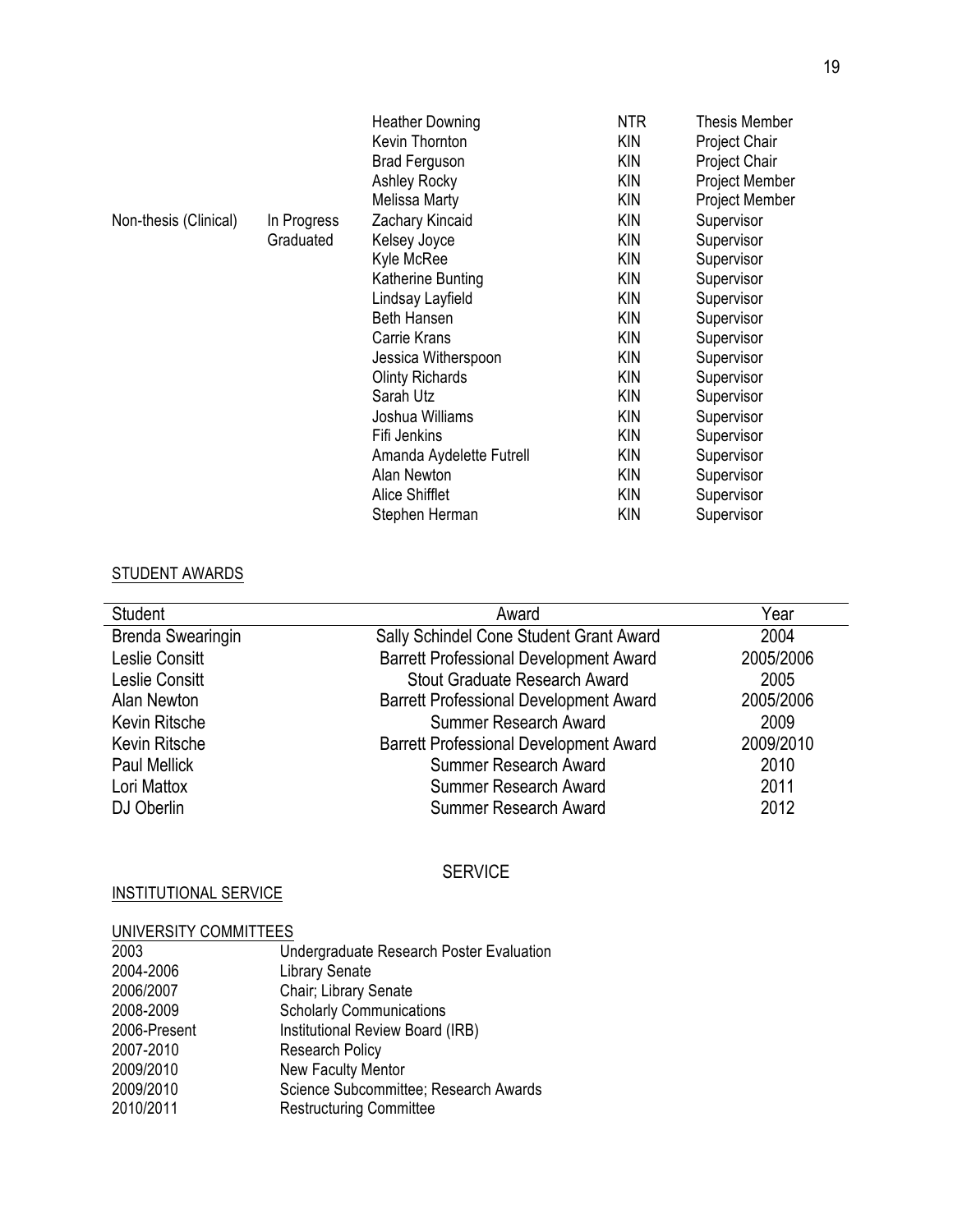| | | | | |
|---|---|---|---|---|
| | | Heather Downing | NTR | Thesis Member |
| | | Kevin Thornton | KIN | Project Chair |
| | | Brad Ferguson | KIN | Project Chair |
| | | Ashley Rocky | KIN | Project Member |
| | | Melissa Marty | KIN | Project Member |
| Non-thesis (Clinical) | In Progress | Zachary Kincaid | KIN | Supervisor |
| | Graduated | Kelsey Joyce | KIN | Supervisor |
| | | Kyle McRee | KIN | Supervisor |
| | | Katherine Bunting | KIN | Supervisor |
| | | Lindsay Layfield | KIN | Supervisor |
| | | Beth Hansen | KIN | Supervisor |
| | | Carrie Krans | KIN | Supervisor |
| | | Jessica Witherspoon | KIN | Supervisor |
| | | Olinty Richards | KIN | Supervisor |
| | | Sarah Utz | KIN | Supervisor |
| | | Joshua Williams | KIN | Supervisor |
| | | Fifi Jenkins | KIN | Supervisor |
| | | Amanda Aydelette Futrell | KIN | Supervisor |
| | | Alan Newton | KIN | Supervisor |
| | | Alice Shifflet | KIN | Supervisor |
| | | Stephen Herman | KIN | Supervisor |

STUDENT AWARDS

| Student | Award | Year |
|---|---|---|
| Brenda Swearingin | Sally Schindel Cone Student Grant Award | 2004 |
| Leslie Consitt | Barrett Professional Development Award | 2005/2006 |
| Leslie Consitt | Stout Graduate Research Award | 2005 |
| Alan Newton | Barrett Professional Development Award | 2005/2006 |
| Kevin Ritsche | Summer Research Award | 2009 |
| Kevin Ritsche | Barrett Professional Development Award | 2009/2010 |
| Paul Mellick | Summer Research Award | 2010 |
| Lori Mattox | Summer Research Award | 2011 |
| DJ Oberlin | Summer Research Award | 2012 |

## SERVICE

INSTITUTIONAL SERVICE

UNIVERSITY COMMITTEES

| | |
|---|---|
| 2003 | Undergraduate Research Poster Evaluation |
| 2004-2006 | Library Senate |
| 2006/2007 | Chair; Library Senate |
| 2008-2009 | Scholarly Communications |
| 2006-Present | Institutional Review Board (IRB) |
| 2007-2010 | Research Policy |
| 2009/2010 | New Faculty Mentor |
| 2009/2010 | Science Subcommittee; Research Awards |
| 2010/2011 | Restructuring Committee |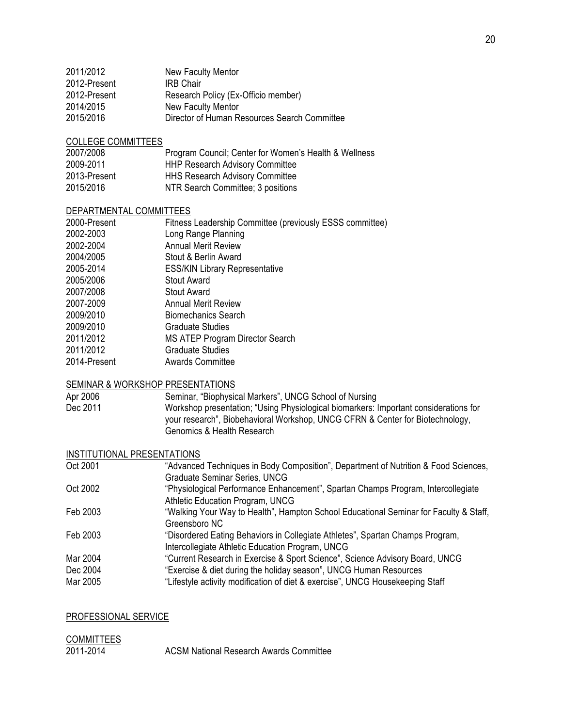| | |
|---|---|
| 2011/2012 | New Faculty Mentor |
| 2012-Present | IRB Chair |
| 2012-Present | Research Policy (Ex-Officio member) |
| 2014/2015 | New Faculty Mentor |
| 2015/2016 | Director of Human Resources Search Committee |

### COLLEGE COMMITTEES

| | |
|---|---|
| 2007/2008 | Program Council; Center for Women's Health & Wellness |
| 2009-2011 | HHP Research Advisory Committee |
| 2013-Present | HHS Research Advisory Committee |
| 2015/2016 | NTR Search Committee; 3 positions |

### DEPARTMENTAL COMMITTEES

| | |
|---|---|
| 2000-Present | Fitness Leadership Committee (previously ESSS committee) |
| 2002-2003 | Long Range Planning |
| 2002-2004 | Annual Merit Review |
| 2004/2005 | Stout & Berlin Award |
| 2005-2014 | ESS/KIN Library Representative |
| 2005/2006 | Stout Award |
| 2007/2008 | Stout Award |
| 2007-2009 | Annual Merit Review |
| 2009/2010 | Biomechanics Search |
| 2009/2010 | Graduate Studies |
| 2011/2012 | MS ATEP Program Director Search |
| 2011/2012 | Graduate Studies |
| 2014-Present | Awards Committee |

### SEMINAR & WORKSHOP PRESENTATIONS

| | |
|---|---|
| Apr 2006 | Seminar, "Biophysical Markers", UNCG School of Nursing |
| Dec 2011 | Workshop presentation; "Using Physiological biomarkers: Important considerations for your research", Biobehavioral Workshop, UNCG CFRN & Center for Biotechnology, Genomics & Health Research |

### INSTITUTIONAL PRESENTATIONS

| | |
|---|---|
| Oct 2001 | "Advanced Techniques in Body Composition", Department of Nutrition & Food Sciences, Graduate Seminar Series, UNCG |
| Oct 2002 | "Physiological Performance Enhancement", Spartan Champs Program, Intercollegiate Athletic Education Program, UNCG |
| Feb 2003 | "Walking Your Way to Health", Hampton School Educational Seminar for Faculty & Staff, Greensboro NC |
| Feb 2003 | "Disordered Eating Behaviors in Collegiate Athletes", Spartan Champs Program, Intercollegiate Athletic Education Program, UNCG |
| Mar 2004 | "Current Research in Exercise & Sport Science", Science Advisory Board, UNCG |
| Dec 2004 | "Exercise & diet during the holiday season", UNCG Human Resources |
| Mar 2005 | "Lifestyle activity modification of diet & exercise", UNCG Housekeeping Staff |

## PROFESSIONAL SERVICE

### COMMITTEES

| | |
|---|---|
| 2011-2014 | ACSM National Research Awards Committee |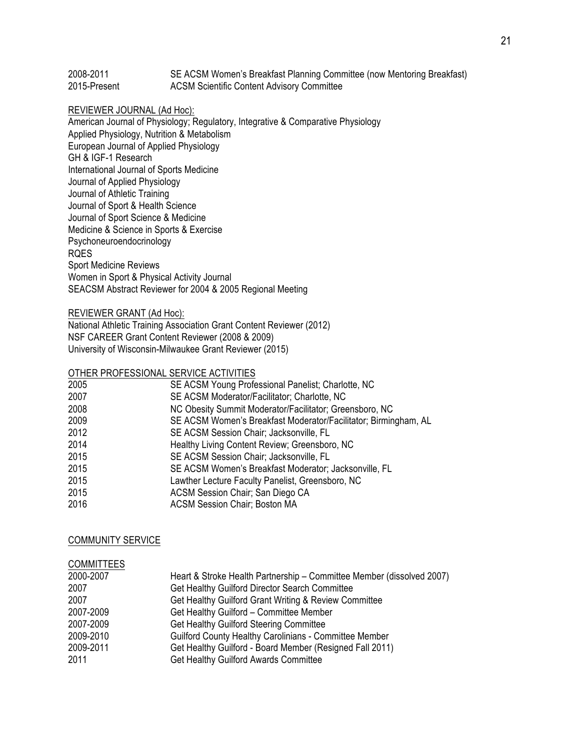| | |
|---|---|
| 2008-2011 | SE ACSM Women's Breakfast Planning Committee (now Mentoring Breakfast) |
| 2015-Present | ACSM Scientific Content Advisory Committee |

REVIEWER JOURNAL (Ad Hoc):

American Journal of Physiology; Regulatory, Integrative & Comparative Physiology
Applied Physiology, Nutrition & Metabolism
European Journal of Applied Physiology
GH & IGF-1 Research
International Journal of Sports Medicine
Journal of Applied Physiology
Journal of Athletic Training
Journal of Sport & Health Science
Journal of Sport Science & Medicine
Medicine & Science in Sports & Exercise
Psychoneuroendocrinology
RQES
Sport Medicine Reviews
Women in Sport & Physical Activity Journal
SEACSM Abstract Reviewer for 2004 & 2005 Regional Meeting

REVIEWER GRANT (Ad Hoc):

National Athletic Training Association Grant Content Reviewer (2012)
NSF CAREER Grant Content Reviewer (2008 & 2009)
University of Wisconsin-Milwaukee Grant Reviewer (2015)

OTHER PROFESSIONAL SERVICE ACTIVITIES

| | |
|---|---|
| 2005 | SE ACSM Young Professional Panelist; Charlotte, NC |
| 2007 | SE ACSM Moderator/Facilitator; Charlotte, NC |
| 2008 | NC Obesity Summit Moderator/Facilitator; Greensboro, NC |
| 2009 | SE ACSM Women's Breakfast Moderator/Facilitator; Birmingham, AL |
| 2012 | SE ACSM Session Chair; Jacksonville, FL |
| 2014 | Healthy Living Content Review; Greensboro, NC |
| 2015 | SE ACSM Session Chair; Jacksonville, FL |
| 2015 | SE ACSM Women's Breakfast Moderator; Jacksonville, FL |
| 2015 | Lawther Lecture Faculty Panelist, Greensboro, NC |
| 2015 | ACSM Session Chair; San Diego CA |
| 2016 | ACSM Session Chair; Boston MA |

COMMUNITY SERVICE

COMMITTEES

| | |
|---|---|
| 2000-2007 | Heart & Stroke Health Partnership – Committee Member (dissolved 2007) |
| 2007 | Get Healthy Guilford Director Search Committee |
| 2007 | Get Healthy Guilford Grant Writing & Review Committee |
| 2007-2009 | Get Healthy Guilford – Committee Member |
| 2007-2009 | Get Healthy Guilford Steering Committee |
| 2009-2010 | Guilford County Healthy Carolinians - Committee Member |
| 2009-2011 | Get Healthy Guilford - Board Member (Resigned Fall 2011) |
| 2011 | Get Healthy Guilford Awards Committee |